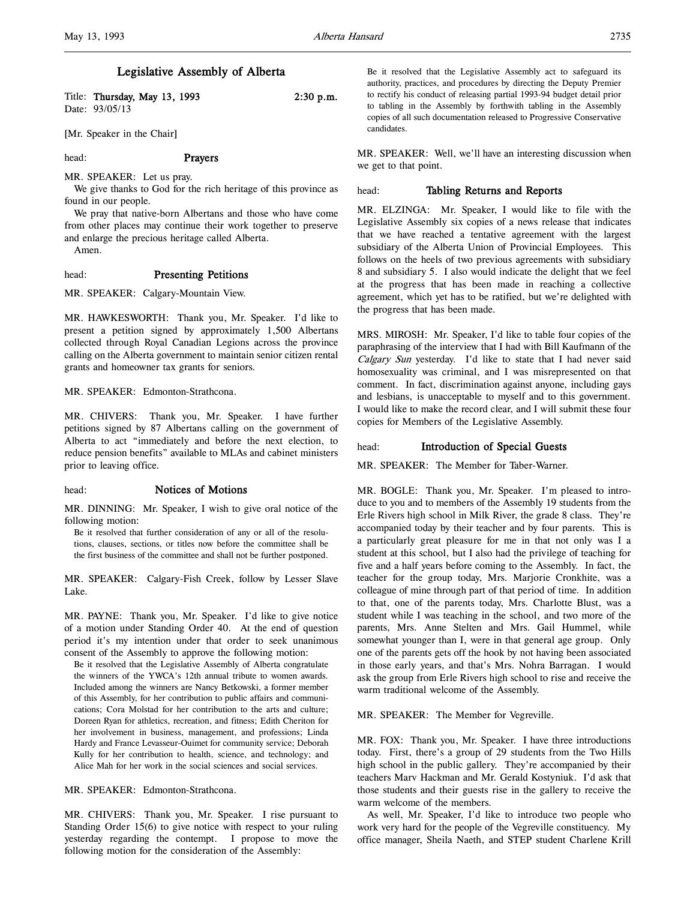# Legislative Assembly of Alberta

Title: **Thursday, May 13, 1993** **2:30 p.m.**
Date: 93/05/13

[Mr. Speaker in the Chair]

head: **Prayers**

MR. SPEAKER: Let us pray.

We give thanks to God for the rich heritage of this province as found in our people.

We pray that native-born Albertans and those who have come from other places may continue their work together to preserve and enlarge the precious heritage called Alberta.

Amen.

head: **Presenting Petitions**

MR. SPEAKER: Calgary-Mountain View.

MR. HAWKESWORTH: Thank you, Mr. Speaker. I'd like to present a petition signed by approximately 1,500 Albertans collected through Royal Canadian Legions across the province calling on the Alberta government to maintain senior citizen rental grants and homeowner tax grants for seniors.

MR. SPEAKER: Edmonton-Strathcona.

MR. CHIVERS: Thank you, Mr. Speaker. I have further petitions signed by 87 Albertans calling on the government of Alberta to act "immediately and before the next election, to reduce pension benefits" available to MLAs and cabinet ministers prior to leaving office.

head: **Notices of Motions**

MR. DINNING: Mr. Speaker, I wish to give oral notice of the following motion:

> Be it resolved that further consideration of any or all of the resolutions, clauses, sections, or titles now before the committee shall be the first business of the committee and shall not be further postponed.

MR. SPEAKER: Calgary-Fish Creek, follow by Lesser Slave Lake.

MR. PAYNE: Thank you, Mr. Speaker. I'd like to give notice of a motion under Standing Order 40. At the end of question period it's my intention under that order to seek unanimous consent of the Assembly to approve the following motion:

> Be it resolved that the Legislative Assembly of Alberta congratulate the winners of the YWCA's 12th annual tribute to women awards. Included among the winners are Nancy Betkowski, a former member of this Assembly, for her contribution to public affairs and communications; Cora Molstad for her contribution to the arts and culture; Doreen Ryan for athletics, recreation, and fitness; Edith Cheriton for her involvement in business, management, and professions; Linda Hardy and France Levasseur-Ouimet for community service; Deborah Kully for her contribution to health, science, and technology; and Alice Mah for her work in the social sciences and social services.

MR. SPEAKER: Edmonton-Strathcona.

MR. CHIVERS: Thank you, Mr. Speaker. I rise pursuant to Standing Order 15(6) to give notice with respect to your ruling yesterday regarding the contempt. I propose to move the following motion for the consideration of the Assembly:

> Be it resolved that the Legislative Assembly act to safeguard its authority, practices, and procedures by directing the Deputy Premier to rectify his conduct of releasing partial 1993-94 budget detail prior to tabling in the Assembly by forthwith tabling in the Assembly copies of all such documentation released to Progressive Conservative candidates.

MR. SPEAKER: Well, we'll have an interesting discussion when we get to that point.

head: **Tabling Returns and Reports**

MR. ELZINGA: Mr. Speaker, I would like to file with the Legislative Assembly six copies of a news release that indicates that we have reached a tentative agreement with the largest subsidiary of the Alberta Union of Provincial Employees. This follows on the heels of two previous agreements with subsidiary 8 and subsidiary 5. I also would indicate the delight that we feel at the progress that has been made in reaching a collective agreement, which yet has to be ratified, but we're delighted with the progress that has been made.

MRS. MIROSH: Mr. Speaker, I'd like to table four copies of the paraphrasing of the interview that I had with Bill Kaufmann of the *Calgary Sun* yesterday. I'd like to state that I had never said homosexuality was criminal, and I was misrepresented on that comment. In fact, discrimination against anyone, including gays and lesbians, is unacceptable to myself and to this government. I would like to make the record clear, and I will submit these four copies for Members of the Legislative Assembly.

head: **Introduction of Special Guests**

MR. SPEAKER: The Member for Taber-Warner.

MR. BOGLE: Thank you, Mr. Speaker. I'm pleased to introduce to you and to members of the Assembly 19 students from the Erle Rivers high school in Milk River, the grade 8 class. They're accompanied today by their teacher and by four parents. This is a particularly great pleasure for me in that not only was I a student at this school, but I also had the privilege of teaching for five and a half years before coming to the Assembly. In fact, the teacher for the group today, Mrs. Marjorie Cronkhite, was a colleague of mine through part of that period of time. In addition to that, one of the parents today, Mrs. Charlotte Blust, was a student while I was teaching in the school, and two more of the parents, Mrs. Anne Stelten and Mrs. Gail Hummel, while somewhat younger than I, were in that general age group. Only one of the parents gets off the hook by not having been associated in those early years, and that's Mrs. Nohra Barragan. I would ask the group from Erle Rivers high school to rise and receive the warm traditional welcome of the Assembly.

MR. SPEAKER: The Member for Vegreville.

MR. FOX: Thank you, Mr. Speaker. I have three introductions today. First, there's a group of 29 students from the Two Hills high school in the public gallery. They're accompanied by their teachers Marv Hackman and Mr. Gerald Kostyniuk. I'd ask that those students and their guests rise in the gallery to receive the warm welcome of the members.

As well, Mr. Speaker, I'd like to introduce two people who work very hard for the people of the Vegreville constituency. My office manager, Sheila Naeth, and STEP student Charlene Krill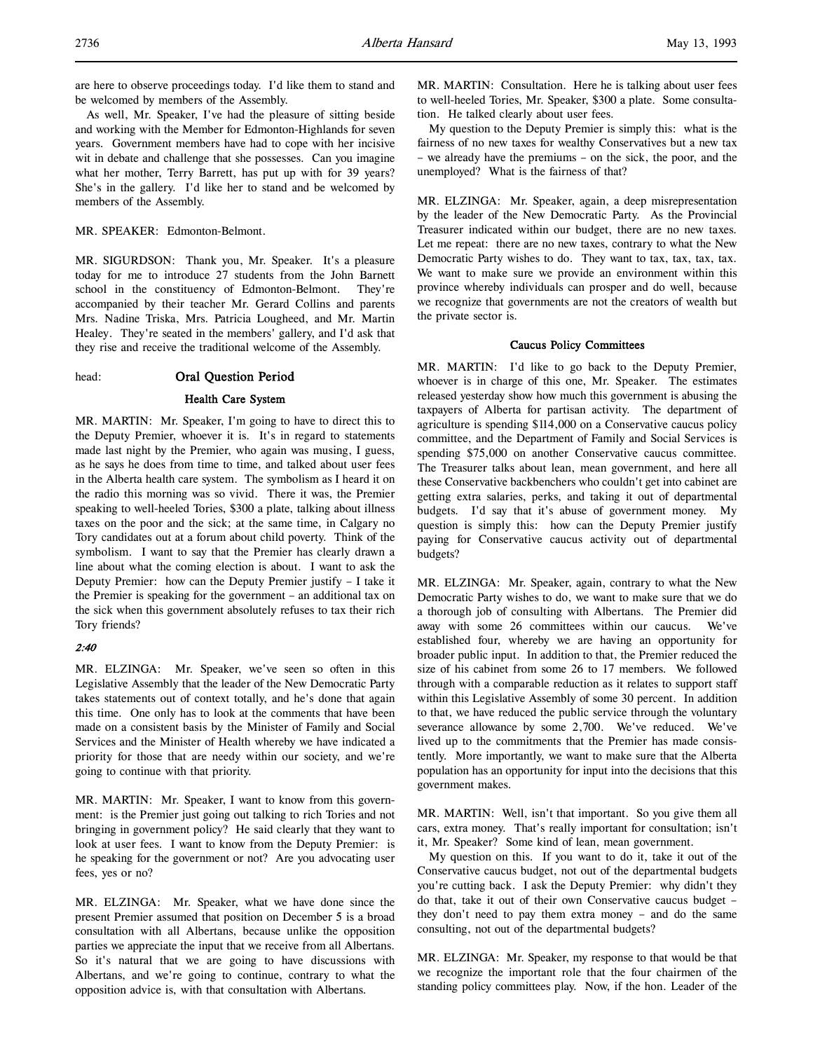are here to observe proceedings today. I'd like them to stand and be welcomed by members of the Assembly.

As well, Mr. Speaker, I've had the pleasure of sitting beside and working with the Member for Edmonton-Highlands for seven years. Government members have had to cope with her incisive wit in debate and challenge that she possesses. Can you imagine what her mother, Terry Barrett, has put up with for 39 years? She's in the gallery. I'd like her to stand and be welcomed by members of the Assembly.

MR. SPEAKER: Edmonton-Belmont.

MR. SIGURDSON: Thank you, Mr. Speaker. It's a pleasure today for me to introduce 27 students from the John Barnett school in the constituency of Edmonton-Belmont. They're accompanied by their teacher Mr. Gerard Collins and parents Mrs. Nadine Triska, Mrs. Patricia Lougheed, and Mr. Martin Healey. They're seated in the members' gallery, and I'd ask that they rise and receive the traditional welcome of the Assembly.

head: **Oral Question Period**

## Health Care System

MR. MARTIN: Mr. Speaker, I'm going to have to direct this to the Deputy Premier, whoever it is. It's in regard to statements made last night by the Premier, who again was musing, I guess, as he says he does from time to time, and talked about user fees in the Alberta health care system. The symbolism as I heard it on the radio this morning was so vivid. There it was, the Premier speaking to well-heeled Tories, $300 a plate, talking about illness taxes on the poor and the sick; at the same time, in Calgary no Tory candidates out at a forum about child poverty. Think of the symbolism. I want to say that the Premier has clearly drawn a line about what the coming election is about. I want to ask the Deputy Premier: how can the Deputy Premier justify – I take it the Premier is speaking for the government – an additional tax on the sick when this government absolutely refuses to tax their rich Tory friends?

*2:40*

MR. ELZINGA: Mr. Speaker, we've seen so often in this Legislative Assembly that the leader of the New Democratic Party takes statements out of context totally, and he's done that again this time. One only has to look at the comments that have been made on a consistent basis by the Minister of Family and Social Services and the Minister of Health whereby we have indicated a priority for those that are needy within our society, and we're going to continue with that priority.

MR. MARTIN: Mr. Speaker, I want to know from this government: is the Premier just going out talking to rich Tories and not bringing in government policy? He said clearly that they want to look at user fees. I want to know from the Deputy Premier: is he speaking for the government or not? Are you advocating user fees, yes or no?

MR. ELZINGA: Mr. Speaker, what we have done since the present Premier assumed that position on December 5 is a broad consultation with all Albertans, because unlike the opposition parties we appreciate the input that we receive from all Albertans. So it's natural that we are going to have discussions with Albertans, and we're going to continue, contrary to what the opposition advice is, with that consultation with Albertans.

MR. MARTIN: Consultation. Here he is talking about user fees to well-heeled Tories, Mr. Speaker, $300 a plate. Some consultation. He talked clearly about user fees.

My question to the Deputy Premier is simply this: what is the fairness of no new taxes for wealthy Conservatives but a new tax – we already have the premiums – on the sick, the poor, and the unemployed? What is the fairness of that?

MR. ELZINGA: Mr. Speaker, again, a deep misrepresentation by the leader of the New Democratic Party. As the Provincial Treasurer indicated within our budget, there are no new taxes. Let me repeat: there are no new taxes, contrary to what the New Democratic Party wishes to do. They want to tax, tax, tax, tax. We want to make sure we provide an environment within this province whereby individuals can prosper and do well, because we recognize that governments are not the creators of wealth but the private sector is.

## Caucus Policy Committees

MR. MARTIN: I'd like to go back to the Deputy Premier, whoever is in charge of this one, Mr. Speaker. The estimates released yesterday show how much this government is abusing the taxpayers of Alberta for partisan activity. The department of agriculture is spending $114,000 on a Conservative caucus policy committee, and the Department of Family and Social Services is spending $75,000 on another Conservative caucus committee. The Treasurer talks about lean, mean government, and here all these Conservative backbenchers who couldn't get into cabinet are getting extra salaries, perks, and taking it out of departmental budgets. I'd say that it's abuse of government money. My question is simply this: how can the Deputy Premier justify paying for Conservative caucus activity out of departmental budgets?

MR. ELZINGA: Mr. Speaker, again, contrary to what the New Democratic Party wishes to do, we want to make sure that we do a thorough job of consulting with Albertans. The Premier did away with some 26 committees within our caucus. We've established four, whereby we are having an opportunity for broader public input. In addition to that, the Premier reduced the size of his cabinet from some 26 to 17 members. We followed through with a comparable reduction as it relates to support staff within this Legislative Assembly of some 30 percent. In addition to that, we have reduced the public service through the voluntary severance allowance by some 2,700. We've reduced. We've lived up to the commitments that the Premier has made consistently. More importantly, we want to make sure that the Alberta population has an opportunity for input into the decisions that this government makes.

MR. MARTIN: Well, isn't that important. So you give them all cars, extra money. That's really important for consultation; isn't it, Mr. Speaker? Some kind of lean, mean government.

My question on this. If you want to do it, take it out of the Conservative caucus budget, not out of the departmental budgets you're cutting back. I ask the Deputy Premier: why didn't they do that, take it out of their own Conservative caucus budget – they don't need to pay them extra money – and do the same consulting, not out of the departmental budgets?

MR. ELZINGA: Mr. Speaker, my response to that would be that we recognize the important role that the four chairmen of the standing policy committees play. Now, if the hon. Leader of the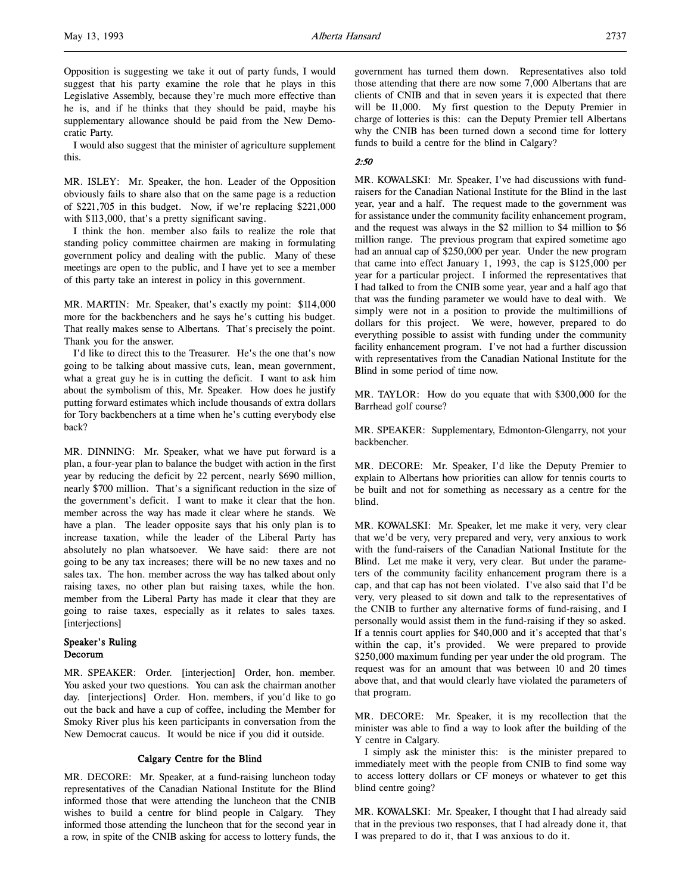Opposition is suggesting we take it out of party funds, I would suggest that his party examine the role that he plays in this Legislative Assembly, because they're much more effective than he is, and if he thinks that they should be paid, maybe his supplementary allowance should be paid from the New Democratic Party.

I would also suggest that the minister of agriculture supplement this.

MR. ISLEY: Mr. Speaker, the hon. Leader of the Opposition obviously fails to share also that on the same page is a reduction of $221,705 in this budget. Now, if we're replacing $221,000 with $113,000, that's a pretty significant saving.

I think the hon. member also fails to realize the role that standing policy committee chairmen are making in formulating government policy and dealing with the public. Many of these meetings are open to the public, and I have yet to see a member of this party take an interest in policy in this government.

MR. MARTIN: Mr. Speaker, that's exactly my point: $114,000 more for the backbenchers and he says he's cutting his budget. That really makes sense to Albertans. That's precisely the point. Thank you for the answer.

I'd like to direct this to the Treasurer. He's the one that's now going to be talking about massive cuts, lean, mean government, what a great guy he is in cutting the deficit. I want to ask him about the symbolism of this, Mr. Speaker. How does he justify putting forward estimates which include thousands of extra dollars for Tory backbenchers at a time when he's cutting everybody else back?

MR. DINNING: Mr. Speaker, what we have put forward is a plan, a four-year plan to balance the budget with action in the first year by reducing the deficit by 22 percent, nearly $690 million, nearly $700 million. That's a significant reduction in the size of the government's deficit. I want to make it clear that the hon. member across the way has made it clear where he stands. We have a plan. The leader opposite says that his only plan is to increase taxation, while the leader of the Liberal Party has absolutely no plan whatsoever. We have said: there are not going to be any tax increases; there will be no new taxes and no sales tax. The hon. member across the way has talked about only raising taxes, no other plan but raising taxes, while the hon. member from the Liberal Party has made it clear that they are going to raise taxes, especially as it relates to sales taxes. [interjections]

### Speaker's Ruling
### Decorum

MR. SPEAKER: Order. [interjection] Order, hon. member. You asked your two questions. You can ask the chairman another day. [interjections] Order. Hon. members, if you'd like to go out the back and have a cup of coffee, including the Member for Smoky River plus his keen participants in conversation from the New Democrat caucus. It would be nice if you did it outside.

### Calgary Centre for the Blind

MR. DECORE: Mr. Speaker, at a fund-raising luncheon today representatives of the Canadian National Institute for the Blind informed those that were attending the luncheon that the CNIB wishes to build a centre for blind people in Calgary. They informed those attending the luncheon that for the second year in a row, in spite of the CNIB asking for access to lottery funds, the government has turned them down. Representatives also told those attending that there are now some 7,000 Albertans that are clients of CNIB and that in seven years it is expected that there will be 11,000. My first question to the Deputy Premier in charge of lotteries is this: can the Deputy Premier tell Albertans why the CNIB has been turned down a second time for lottery funds to build a centre for the blind in Calgary?

*2:50*

MR. KOWALSKI: Mr. Speaker, I've had discussions with fund-raisers for the Canadian National Institute for the Blind in the last year, year and a half. The request made to the government was for assistance under the community facility enhancement program, and the request was always in the $2 million to $4 million to $6 million range. The previous program that expired sometime ago had an annual cap of $250,000 per year. Under the new program that came into effect January 1, 1993, the cap is $125,000 per year for a particular project. I informed the representatives that I had talked to from the CNIB some year, year and a half ago that that was the funding parameter we would have to deal with. We simply were not in a position to provide the multimillions of dollars for this project. We were, however, prepared to do everything possible to assist with funding under the community facility enhancement program. I've not had a further discussion with representatives from the Canadian National Institute for the Blind in some period of time now.

MR. TAYLOR: How do you equate that with $300,000 for the Barrhead golf course?

MR. SPEAKER: Supplementary, Edmonton-Glengarry, not your backbencher.

MR. DECORE: Mr. Speaker, I'd like the Deputy Premier to explain to Albertans how priorities can allow for tennis courts to be built and not for something as necessary as a centre for the blind.

MR. KOWALSKI: Mr. Speaker, let me make it very, very clear that we'd be very, very prepared and very, very anxious to work with the fund-raisers of the Canadian National Institute for the Blind. Let me make it very, very clear. But under the parameters of the community facility enhancement program there is a cap, and that cap has not been violated. I've also said that I'd be very, very pleased to sit down and talk to the representatives of the CNIB to further any alternative forms of fund-raising, and I personally would assist them in the fund-raising if they so asked. If a tennis court applies for $40,000 and it's accepted that that's within the cap, it's provided. We were prepared to provide $250,000 maximum funding per year under the old program. The request was for an amount that was between 10 and 20 times above that, and that would clearly have violated the parameters of that program.

MR. DECORE: Mr. Speaker, it is my recollection that the minister was able to find a way to look after the building of the Y centre in Calgary.

I simply ask the minister this: is the minister prepared to immediately meet with the people from CNIB to find some way to access lottery dollars or CF moneys or whatever to get this blind centre going?

MR. KOWALSKI: Mr. Speaker, I thought that I had already said that in the previous two responses, that I had already done it, that I was prepared to do it, that I was anxious to do it.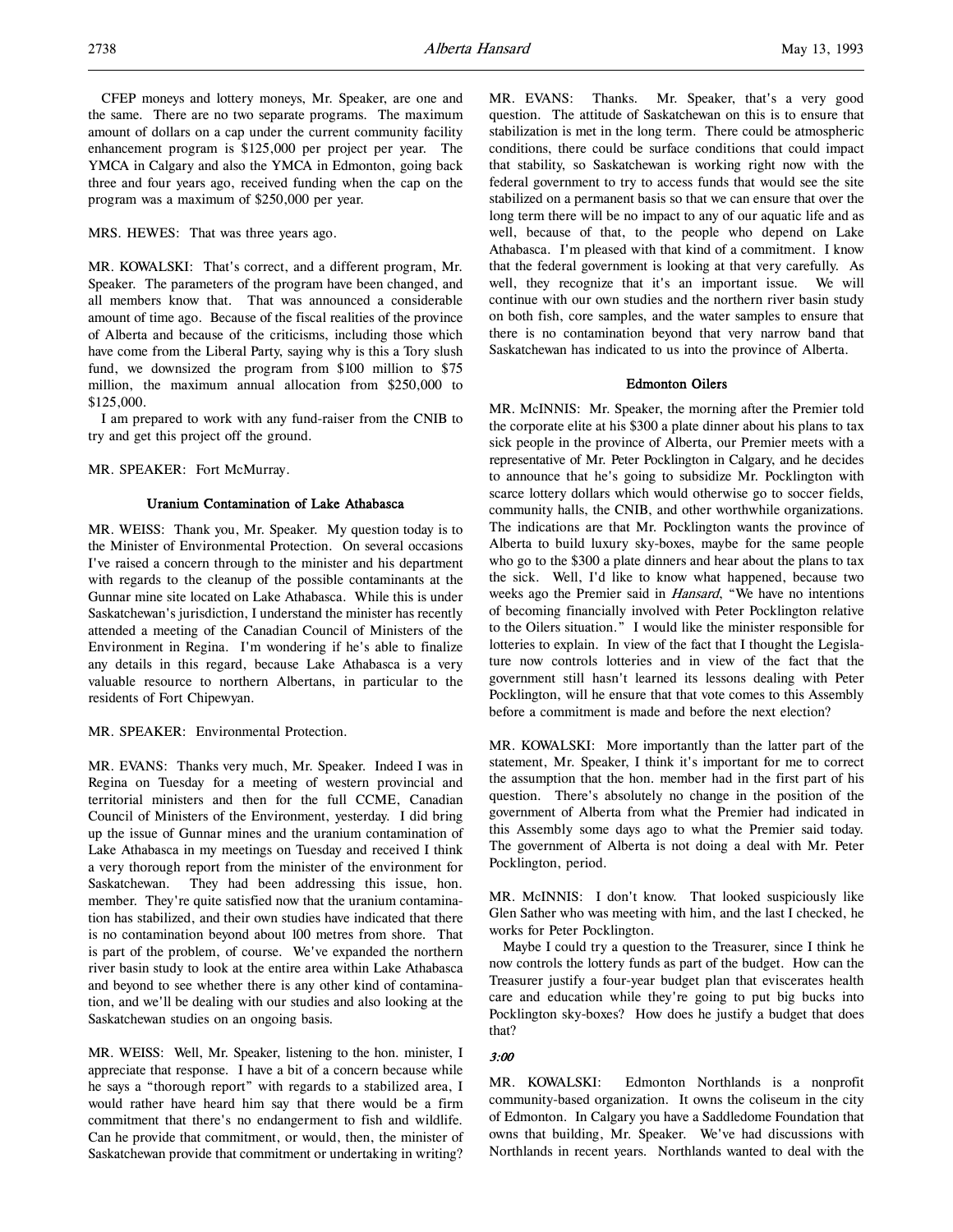CFEP moneys and lottery moneys, Mr. Speaker, are one and the same. There are no two separate programs. The maximum amount of dollars on a cap under the current community facility enhancement program is $125,000 per project per year. The YMCA in Calgary and also the YMCA in Edmonton, going back three and four years ago, received funding when the cap on the program was a maximum of $250,000 per year.

MRS. HEWES: That was three years ago.

MR. KOWALSKI: That's correct, and a different program, Mr. Speaker. The parameters of the program have been changed, and all members know that. That was announced a considerable amount of time ago. Because of the fiscal realities of the province of Alberta and because of the criticisms, including those which have come from the Liberal Party, saying why is this a Tory slush fund, we downsized the program from $100 million to $75 million, the maximum annual allocation from $250,000 to $125,000.

I am prepared to work with any fund-raiser from the CNIB to try and get this project off the ground.

MR. SPEAKER: Fort McMurray.

### Uranium Contamination of Lake Athabasca

MR. WEISS: Thank you, Mr. Speaker. My question today is to the Minister of Environmental Protection. On several occasions I've raised a concern through to the minister and his department with regards to the cleanup of the possible contaminants at the Gunnar mine site located on Lake Athabasca. While this is under Saskatchewan's jurisdiction, I understand the minister has recently attended a meeting of the Canadian Council of Ministers of the Environment in Regina. I'm wondering if he's able to finalize any details in this regard, because Lake Athabasca is a very valuable resource to northern Albertans, in particular to the residents of Fort Chipewyan.

MR. SPEAKER: Environmental Protection.

MR. EVANS: Thanks very much, Mr. Speaker. Indeed I was in Regina on Tuesday for a meeting of western provincial and territorial ministers and then for the full CCME, Canadian Council of Ministers of the Environment, yesterday. I did bring up the issue of Gunnar mines and the uranium contamination of Lake Athabasca in my meetings on Tuesday and received I think a very thorough report from the minister of the environment for Saskatchewan. They had been addressing this issue, hon. member. They're quite satisfied now that the uranium contamination has stabilized, and their own studies have indicated that there is no contamination beyond about 100 metres from shore. That is part of the problem, of course. We've expanded the northern river basin study to look at the entire area within Lake Athabasca and beyond to see whether there is any other kind of contamination, and we'll be dealing with our studies and also looking at the Saskatchewan studies on an ongoing basis.

MR. WEISS: Well, Mr. Speaker, listening to the hon. minister, I appreciate that response. I have a bit of a concern because while he says a "thorough report" with regards to a stabilized area, I would rather have heard him say that there would be a firm commitment that there's no endangerment to fish and wildlife. Can he provide that commitment, or would, then, the minister of Saskatchewan provide that commitment or undertaking in writing?

MR. EVANS: Thanks. Mr. Speaker, that's a very good question. The attitude of Saskatchewan on this is to ensure that stabilization is met in the long term. There could be atmospheric conditions, there could be surface conditions that could impact that stability, so Saskatchewan is working right now with the federal government to try to access funds that would see the site stabilized on a permanent basis so that we can ensure that over the long term there will be no impact to any of our aquatic life and as well, because of that, to the people who depend on Lake Athabasca. I'm pleased with that kind of a commitment. I know that the federal government is looking at that very carefully. As well, they recognize that it's an important issue. We will continue with our own studies and the northern river basin study on both fish, core samples, and the water samples to ensure that there is no contamination beyond that very narrow band that Saskatchewan has indicated to us into the province of Alberta.

### Edmonton Oilers

MR. McINNIS: Mr. Speaker, the morning after the Premier told the corporate elite at his $300 a plate dinner about his plans to tax sick people in the province of Alberta, our Premier meets with a representative of Mr. Peter Pocklington in Calgary, and he decides to announce that he's going to subsidize Mr. Pocklington with scarce lottery dollars which would otherwise go to soccer fields, community halls, the CNIB, and other worthwhile organizations. The indications are that Mr. Pocklington wants the province of Alberta to build luxury sky-boxes, maybe for the same people who go to the $300 a plate dinners and hear about the plans to tax the sick. Well, I'd like to know what happened, because two weeks ago the Premier said in *Hansard*, "We have no intentions of becoming financially involved with Peter Pocklington relative to the Oilers situation." I would like the minister responsible for lotteries to explain. In view of the fact that I thought the Legislature now controls lotteries and in view of the fact that the government still hasn't learned its lessons dealing with Peter Pocklington, will he ensure that that vote comes to this Assembly before a commitment is made and before the next election?

MR. KOWALSKI: More importantly than the latter part of the statement, Mr. Speaker, I think it's important for me to correct the assumption that the hon. member had in the first part of his question. There's absolutely no change in the position of the government of Alberta from what the Premier had indicated in this Assembly some days ago to what the Premier said today. The government of Alberta is not doing a deal with Mr. Peter Pocklington, period.

MR. McINNIS: I don't know. That looked suspiciously like Glen Sather who was meeting with him, and the last I checked, he works for Peter Pocklington.

Maybe I could try a question to the Treasurer, since I think he now controls the lottery funds as part of the budget. How can the Treasurer justify a four-year budget plan that eviscerates health care and education while they're going to put big bucks into Pocklington sky-boxes? How does he justify a budget that does that?

*3:00*

MR. KOWALSKI: Edmonton Northlands is a nonprofit community-based organization. It owns the coliseum in the city of Edmonton. In Calgary you have a Saddledome Foundation that owns that building, Mr. Speaker. We've had discussions with Northlands in recent years. Northlands wanted to deal with the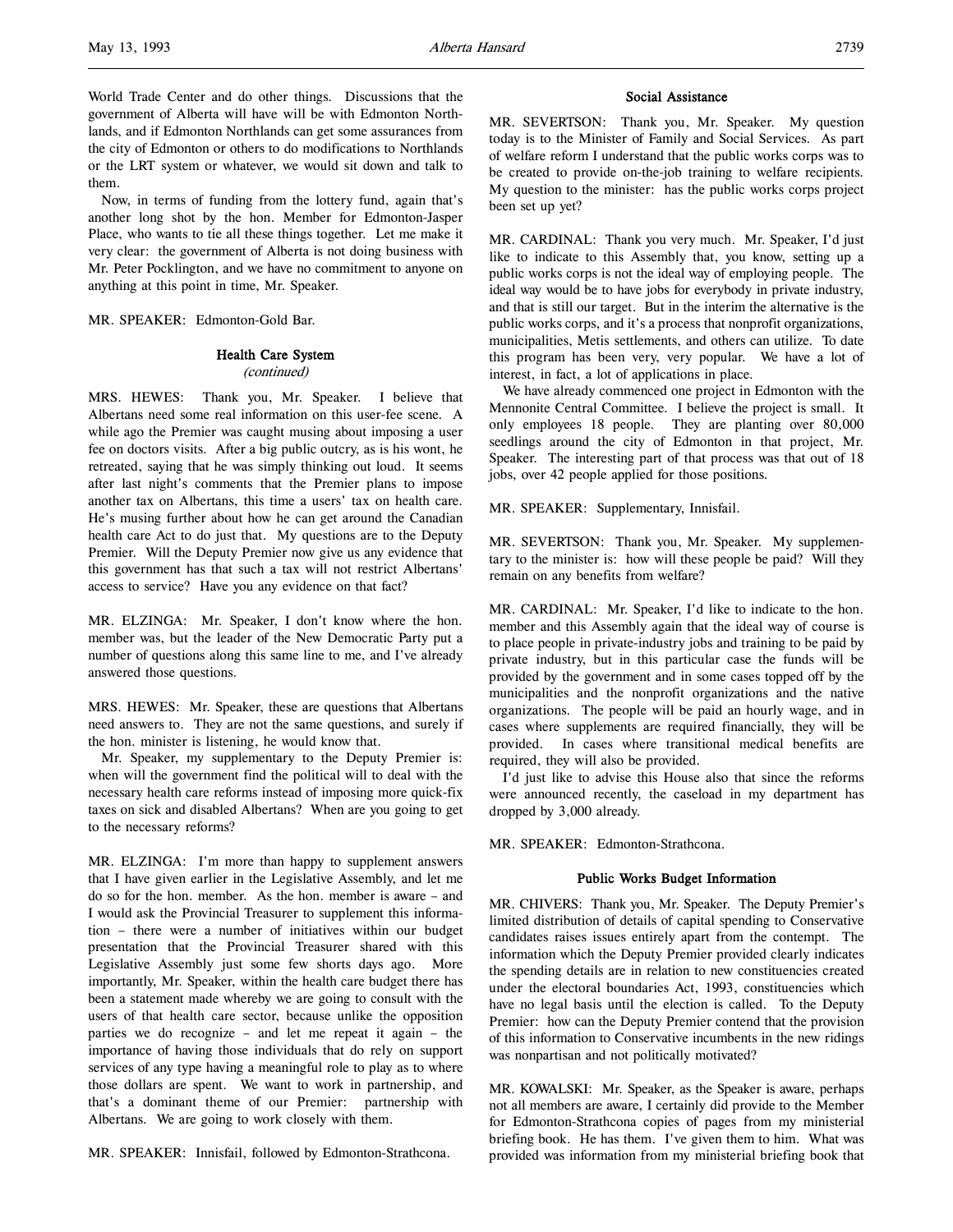World Trade Center and do other things. Discussions that the government of Alberta will have will be with Edmonton Northlands, and if Edmonton Northlands can get some assurances from the city of Edmonton or others to do modifications to Northlands or the LRT system or whatever, we would sit down and talk to them.

Now, in terms of funding from the lottery fund, again that's another long shot by the hon. Member for Edmonton-Jasper Place, who wants to tie all these things together. Let me make it very clear: the government of Alberta is not doing business with Mr. Peter Pocklington, and we have no commitment to anyone on anything at this point in time, Mr. Speaker.

MR. SPEAKER: Edmonton-Gold Bar.

## Health Care System
*(continued)*

MRS. HEWES: Thank you, Mr. Speaker. I believe that Albertans need some real information on this user-fee scene. A while ago the Premier was caught musing about imposing a user fee on doctors visits. After a big public outcry, as is his wont, he retreated, saying that he was simply thinking out loud. It seems after last night's comments that the Premier plans to impose another tax on Albertans, this time a users' tax on health care. He's musing further about how he can get around the Canadian health care Act to do just that. My questions are to the Deputy Premier. Will the Deputy Premier now give us any evidence that this government has that such a tax will not restrict Albertans' access to service? Have you any evidence on that fact?

MR. ELZINGA: Mr. Speaker, I don't know where the hon. member was, but the leader of the New Democratic Party put a number of questions along this same line to me, and I've already answered those questions.

MRS. HEWES: Mr. Speaker, these are questions that Albertans need answers to. They are not the same questions, and surely if the hon. minister is listening, he would know that.

Mr. Speaker, my supplementary to the Deputy Premier is: when will the government find the political will to deal with the necessary health care reforms instead of imposing more quick-fix taxes on sick and disabled Albertans? When are you going to get to the necessary reforms?

MR. ELZINGA: I'm more than happy to supplement answers that I have given earlier in the Legislative Assembly, and let me do so for the hon. member. As the hon. member is aware – and I would ask the Provincial Treasurer to supplement this information – there were a number of initiatives within our budget presentation that the Provincial Treasurer shared with this Legislative Assembly just some few shorts days ago. More importantly, Mr. Speaker, within the health care budget there has been a statement made whereby we are going to consult with the users of that health care sector, because unlike the opposition parties we do recognize – and let me repeat it again – the importance of having those individuals that do rely on support services of any type having a meaningful role to play as to where those dollars are spent. We want to work in partnership, and that's a dominant theme of our Premier: partnership with Albertans. We are going to work closely with them.

MR. SPEAKER: Innisfail, followed by Edmonton-Strathcona.

## Social Assistance

MR. SEVERTSON: Thank you, Mr. Speaker. My question today is to the Minister of Family and Social Services. As part of welfare reform I understand that the public works corps was to be created to provide on-the-job training to welfare recipients. My question to the minister: has the public works corps project been set up yet?

MR. CARDINAL: Thank you very much. Mr. Speaker, I'd just like to indicate to this Assembly that, you know, setting up a public works corps is not the ideal way of employing people. The ideal way would be to have jobs for everybody in private industry, and that is still our target. But in the interim the alternative is the public works corps, and it's a process that nonprofit organizations, municipalities, Metis settlements, and others can utilize. To date this program has been very, very popular. We have a lot of interest, in fact, a lot of applications in place.

We have already commenced one project in Edmonton with the Mennonite Central Committee. I believe the project is small. It only employees 18 people. They are planting over 80,000 seedlings around the city of Edmonton in that project, Mr. Speaker. The interesting part of that process was that out of 18 jobs, over 42 people applied for those positions.

MR. SPEAKER: Supplementary, Innisfail.

MR. SEVERTSON: Thank you, Mr. Speaker. My supplementary to the minister is: how will these people be paid? Will they remain on any benefits from welfare?

MR. CARDINAL: Mr. Speaker, I'd like to indicate to the hon. member and this Assembly again that the ideal way of course is to place people in private-industry jobs and training to be paid by private industry, but in this particular case the funds will be provided by the government and in some cases topped off by the municipalities and the nonprofit organizations and the native organizations. The people will be paid an hourly wage, and in cases where supplements are required financially, they will be provided. In cases where transitional medical benefits are required, they will also be provided.

I'd just like to advise this House also that since the reforms were announced recently, the caseload in my department has dropped by 3,000 already.

MR. SPEAKER: Edmonton-Strathcona.

## Public Works Budget Information

MR. CHIVERS: Thank you, Mr. Speaker. The Deputy Premier's limited distribution of details of capital spending to Conservative candidates raises issues entirely apart from the contempt. The information which the Deputy Premier provided clearly indicates the spending details are in relation to new constituencies created under the electoral boundaries Act, 1993, constituencies which have no legal basis until the election is called. To the Deputy Premier: how can the Deputy Premier contend that the provision of this information to Conservative incumbents in the new ridings was nonpartisan and not politically motivated?

MR. KOWALSKI: Mr. Speaker, as the Speaker is aware, perhaps not all members are aware, I certainly did provide to the Member for Edmonton-Strathcona copies of pages from my ministerial briefing book. He has them. I've given them to him. What was provided was information from my ministerial briefing book that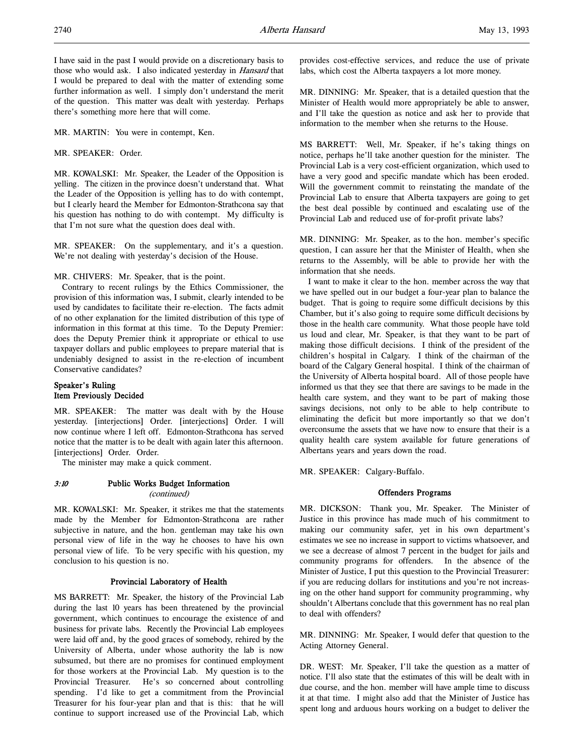I have said in the past I would provide on a discretionary basis to those who would ask. I also indicated yesterday in *Hansard* that I would be prepared to deal with the matter of extending some further information as well. I simply don't understand the merit of the question. This matter was dealt with yesterday. Perhaps there's something more here that will come.

MR. MARTIN: You were in contempt, Ken.

MR. SPEAKER: Order.

MR. KOWALSKI: Mr. Speaker, the Leader of the Opposition is yelling. The citizen in the province doesn't understand that. What the Leader of the Opposition is yelling has to do with contempt, but I clearly heard the Member for Edmonton-Strathcona say that his question has nothing to do with contempt. My difficulty is that I'm not sure what the question does deal with.

MR. SPEAKER: On the supplementary, and it's a question. We're not dealing with yesterday's decision of the House.

MR. CHIVERS: Mr. Speaker, that is the point.

Contrary to recent rulings by the Ethics Commissioner, the provision of this information was, I submit, clearly intended to be used by candidates to facilitate their re-election. The facts admit of no other explanation for the limited distribution of this type of information in this format at this time. To the Deputy Premier: does the Deputy Premier think it appropriate or ethical to use taxpayer dollars and public employees to prepare material that is undeniably designed to assist in the re-election of incumbent Conservative candidates?

**Speaker's Ruling**
**Item Previously Decided**

MR. SPEAKER: The matter was dealt with by the House yesterday. [interjections] Order. [interjections] Order. I will now continue where I left off. Edmonton-Strathcona has served notice that the matter is to be dealt with again later this afternoon. [interjections] Order. Order.

The minister may make a quick comment.

*3:10* **Public Works Budget Information**
*(continued)*

MR. KOWALSKI: Mr. Speaker, it strikes me that the statements made by the Member for Edmonton-Strathcona are rather subjective in nature, and the hon. gentleman may take his own personal view of life in the way he chooses to have his own personal view of life. To be very specific with his question, my conclusion to his question is no.

**Provincial Laboratory of Health**

MS BARRETT: Mr. Speaker, the history of the Provincial Lab during the last 10 years has been threatened by the provincial government, which continues to encourage the existence of and business for private labs. Recently the Provincial Lab employees were laid off and, by the good graces of somebody, rehired by the University of Alberta, under whose authority the lab is now subsumed, but there are no promises for continued employment for those workers at the Provincial Lab. My question is to the Provincial Treasurer. He's so concerned about controlling spending. I'd like to get a commitment from the Provincial Treasurer for his four-year plan and that is this: that he will continue to support increased use of the Provincial Lab, which provides cost-effective services, and reduce the use of private labs, which cost the Alberta taxpayers a lot more money.

MR. DINNING: Mr. Speaker, that is a detailed question that the Minister of Health would more appropriately be able to answer, and I'll take the question as notice and ask her to provide that information to the member when she returns to the House.

MS BARRETT: Well, Mr. Speaker, if he's taking things on notice, perhaps he'll take another question for the minister. The Provincial Lab is a very cost-efficient organization, which used to have a very good and specific mandate which has been eroded. Will the government commit to reinstating the mandate of the Provincial Lab to ensure that Alberta taxpayers are going to get the best deal possible by continued and escalating use of the Provincial Lab and reduced use of for-profit private labs?

MR. DINNING: Mr. Speaker, as to the hon. member's specific question, I can assure her that the Minister of Health, when she returns to the Assembly, will be able to provide her with the information that she needs.

I want to make it clear to the hon. member across the way that we have spelled out in our budget a four-year plan to balance the budget. That is going to require some difficult decisions by this Chamber, but it's also going to require some difficult decisions by those in the health care community. What those people have told us loud and clear, Mr. Speaker, is that they want to be part of making those difficult decisions. I think of the president of the children's hospital in Calgary. I think of the chairman of the board of the Calgary General hospital. I think of the chairman of the University of Alberta hospital board. All of those people have informed us that they see that there are savings to be made in the health care system, and they want to be part of making those savings decisions, not only to be able to help contribute to eliminating the deficit but more importantly so that we don't overconsume the assets that we have now to ensure that their is a quality health care system available for future generations of Albertans years and years down the road.

MR. SPEAKER: Calgary-Buffalo.

**Offenders Programs**

MR. DICKSON: Thank you, Mr. Speaker. The Minister of Justice in this province has made much of his commitment to making our community safer, yet in his own department's estimates we see no increase in support to victims whatsoever, and we see a decrease of almost 7 percent in the budget for jails and community programs for offenders. In the absence of the Minister of Justice, I put this question to the Provincial Treasurer: if you are reducing dollars for institutions and you're not increasing on the other hand support for community programming, why shouldn't Albertans conclude that this government has no real plan to deal with offenders?

MR. DINNING: Mr. Speaker, I would defer that question to the Acting Attorney General.

DR. WEST: Mr. Speaker, I'll take the question as a matter of notice. I'll also state that the estimates of this will be dealt with in due course, and the hon. member will have ample time to discuss it at that time. I might also add that the Minister of Justice has spent long and arduous hours working on a budget to deliver the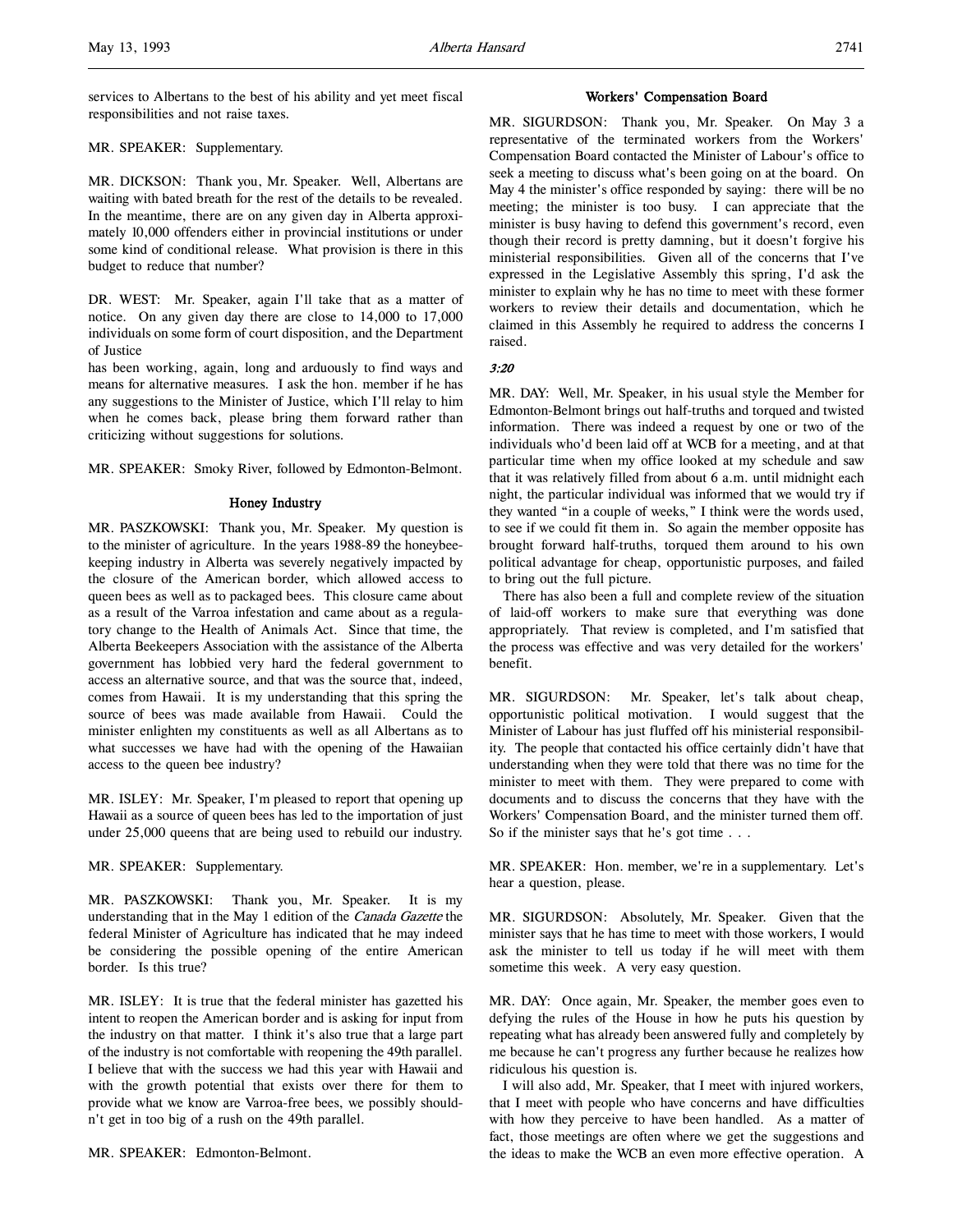services to Albertans to the best of his ability and yet meet fiscal responsibilities and not raise taxes.

MR. SPEAKER: Supplementary.

MR. DICKSON: Thank you, Mr. Speaker. Well, Albertans are waiting with bated breath for the rest of the details to be revealed. In the meantime, there are on any given day in Alberta approximately 10,000 offenders either in provincial institutions or under some kind of conditional release. What provision is there in this budget to reduce that number?

DR. WEST: Mr. Speaker, again I'll take that as a matter of notice. On any given day there are close to 14,000 to 17,000 individuals on some form of court disposition, and the Department of Justice has been working, again, long and arduously to find ways and means for alternative measures. I ask the hon. member if he has any suggestions to the Minister of Justice, which I'll relay to him when he comes back, please bring them forward rather than criticizing without suggestions for solutions.

MR. SPEAKER: Smoky River, followed by Edmonton-Belmont.

### Honey Industry

MR. PASZKOWSKI: Thank you, Mr. Speaker. My question is to the minister of agriculture. In the years 1988-89 the honeybee-keeping industry in Alberta was severely negatively impacted by the closure of the American border, which allowed access to queen bees as well as to packaged bees. This closure came about as a result of the Varroa infestation and came about as a regulatory change to the Health of Animals Act. Since that time, the Alberta Beekeepers Association with the assistance of the Alberta government has lobbied very hard the federal government to access an alternative source, and that was the source that, indeed, comes from Hawaii. It is my understanding that this spring the source of bees was made available from Hawaii. Could the minister enlighten my constituents as well as all Albertans as to what successes we have had with the opening of the Hawaiian access to the queen bee industry?

MR. ISLEY: Mr. Speaker, I'm pleased to report that opening up Hawaii as a source of queen bees has led to the importation of just under 25,000 queens that are being used to rebuild our industry.

MR. SPEAKER: Supplementary.

MR. PASZKOWSKI: Thank you, Mr. Speaker. It is my understanding that in the May 1 edition of the *Canada Gazette* the federal Minister of Agriculture has indicated that he may indeed be considering the possible opening of the entire American border. Is this true?

MR. ISLEY: It is true that the federal minister has gazetted his intent to reopen the American border and is asking for input from the industry on that matter. I think it's also true that a large part of the industry is not comfortable with reopening the 49th parallel. I believe that with the success we had this year with Hawaii and with the growth potential that exists over there for them to provide what we know are Varroa-free bees, we possibly shouldn't get in too big of a rush on the 49th parallel.

MR. SPEAKER: Edmonton-Belmont.

### Workers' Compensation Board

MR. SIGURDSON: Thank you, Mr. Speaker. On May 3 a representative of the terminated workers from the Workers' Compensation Board contacted the Minister of Labour's office to seek a meeting to discuss what's been going on at the board. On May 4 the minister's office responded by saying: there will be no meeting; the minister is too busy. I can appreciate that the minister is busy having to defend this government's record, even though their record is pretty damning, but it doesn't forgive his ministerial responsibilities. Given all of the concerns that I've expressed in the Legislative Assembly this spring, I'd ask the minister to explain why he has no time to meet with these former workers to review their details and documentation, which he claimed in this Assembly he required to address the concerns I raised.

*3:20*

MR. DAY: Well, Mr. Speaker, in his usual style the Member for Edmonton-Belmont brings out half-truths and torqued and twisted information. There was indeed a request by one or two of the individuals who'd been laid off at WCB for a meeting, and at that particular time when my office looked at my schedule and saw that it was relatively filled from about 6 a.m. until midnight each night, the particular individual was informed that we would try if they wanted "in a couple of weeks," I think were the words used, to see if we could fit them in. So again the member opposite has brought forward half-truths, torqued them around to his own political advantage for cheap, opportunistic purposes, and failed to bring out the full picture.

There has also been a full and complete review of the situation of laid-off workers to make sure that everything was done appropriately. That review is completed, and I'm satisfied that the process was effective and was very detailed for the workers' benefit.

MR. SIGURDSON: Mr. Speaker, let's talk about cheap, opportunistic political motivation. I would suggest that the Minister of Labour has just fluffed off his ministerial responsibility. The people that contacted his office certainly didn't have that understanding when they were told that there was no time for the minister to meet with them. They were prepared to come with documents and to discuss the concerns that they have with the Workers' Compensation Board, and the minister turned them off. So if the minister says that he's got time . . .

MR. SPEAKER: Hon. member, we're in a supplementary. Let's hear a question, please.

MR. SIGURDSON: Absolutely, Mr. Speaker. Given that the minister says that he has time to meet with those workers, I would ask the minister to tell us today if he will meet with them sometime this week. A very easy question.

MR. DAY: Once again, Mr. Speaker, the member goes even to defying the rules of the House in how he puts his question by repeating what has already been answered fully and completely by me because he can't progress any further because he realizes how ridiculous his question is.

I will also add, Mr. Speaker, that I meet with injured workers, that I meet with people who have concerns and have difficulties with how they perceive to have been handled. As a matter of fact, those meetings are often where we get the suggestions and the ideas to make the WCB an even more effective operation. A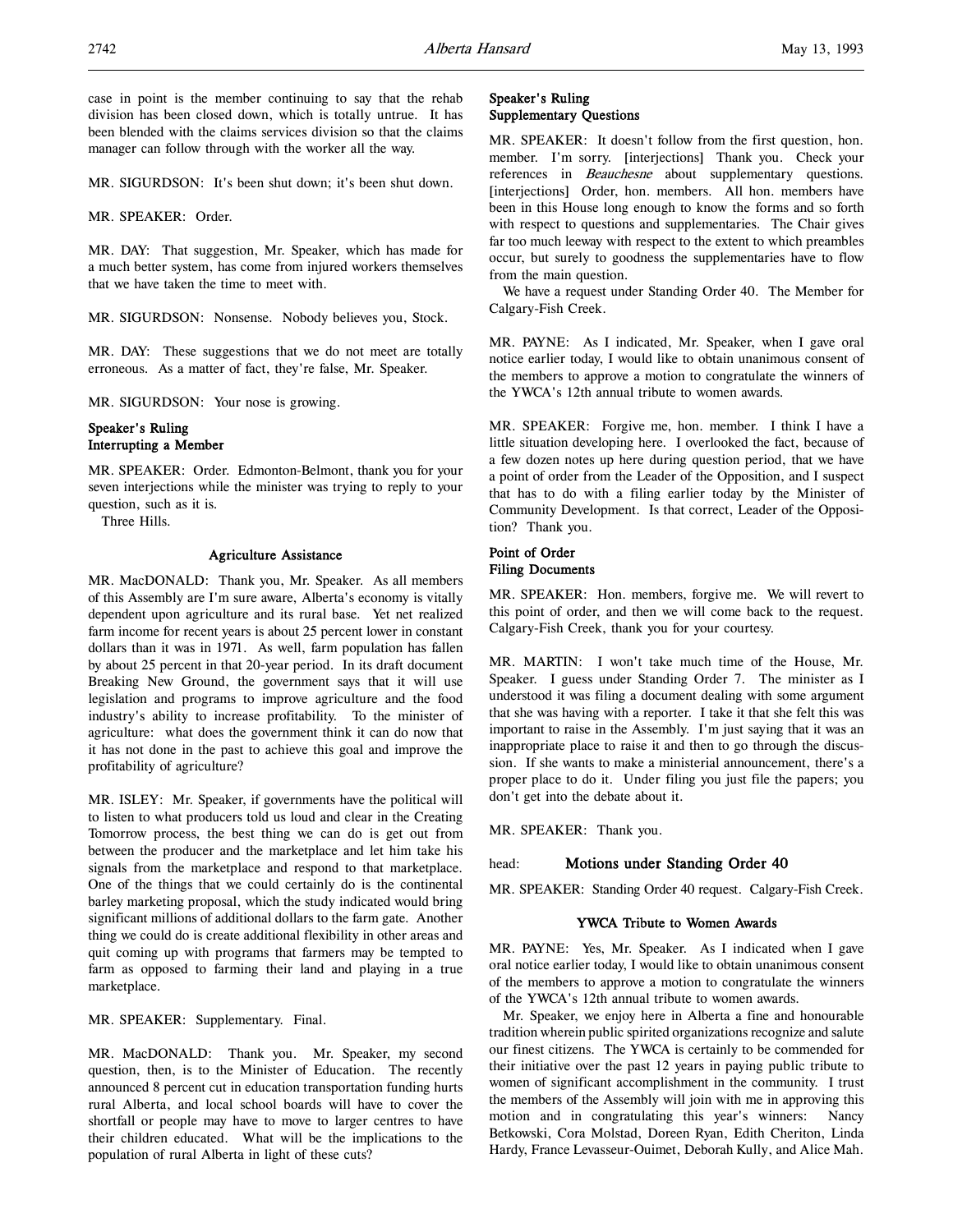case in point is the member continuing to say that the rehab division has been closed down, which is totally untrue. It has been blended with the claims services division so that the claims manager can follow through with the worker all the way.

MR. SIGURDSON: It's been shut down; it's been shut down.

MR. SPEAKER: Order.

MR. DAY: That suggestion, Mr. Speaker, which has made for a much better system, has come from injured workers themselves that we have taken the time to meet with.

MR. SIGURDSON: Nonsense. Nobody believes you, Stock.

MR. DAY: These suggestions that we do not meet are totally erroneous. As a matter of fact, they're false, Mr. Speaker.

MR. SIGURDSON: Your nose is growing.

**Speaker's Ruling**
**Interrupting a Member**

MR. SPEAKER: Order. Edmonton-Belmont, thank you for your seven interjections while the minister was trying to reply to your question, such as it is.

Three Hills.

### Agriculture Assistance

MR. MacDONALD: Thank you, Mr. Speaker. As all members of this Assembly are I'm sure aware, Alberta's economy is vitally dependent upon agriculture and its rural base. Yet net realized farm income for recent years is about 25 percent lower in constant dollars than it was in 1971. As well, farm population has fallen by about 25 percent in that 20-year period. In its draft document Breaking New Ground, the government says that it will use legislation and programs to improve agriculture and the food industry's ability to increase profitability. To the minister of agriculture: what does the government think it can do now that it has not done in the past to achieve this goal and improve the profitability of agriculture?

MR. ISLEY: Mr. Speaker, if governments have the political will to listen to what producers told us loud and clear in the Creating Tomorrow process, the best thing we can do is get out from between the producer and the marketplace and let him take his signals from the marketplace and respond to that marketplace. One of the things that we could certainly do is the continental barley marketing proposal, which the study indicated would bring significant millions of additional dollars to the farm gate. Another thing we could do is create additional flexibility in other areas and quit coming up with programs that farmers may be tempted to farm as opposed to farming their land and playing in a true marketplace.

MR. SPEAKER: Supplementary. Final.

MR. MacDONALD: Thank you. Mr. Speaker, my second question, then, is to the Minister of Education. The recently announced 8 percent cut in education transportation funding hurts rural Alberta, and local school boards will have to cover the shortfall or people may have to move to larger centres to have their children educated. What will be the implications to the population of rural Alberta in light of these cuts?

**Speaker's Ruling**
**Supplementary Questions**

MR. SPEAKER: It doesn't follow from the first question, hon. member. I'm sorry. [interjections] Thank you. Check your references in *Beauchesne* about supplementary questions. [interjections] Order, hon. members. All hon. members have been in this House long enough to know the forms and so forth with respect to questions and supplementaries. The Chair gives far too much leeway with respect to the extent to which preambles occur, but surely to goodness the supplementaries have to flow from the main question.

We have a request under Standing Order 40. The Member for Calgary-Fish Creek.

MR. PAYNE: As I indicated, Mr. Speaker, when I gave oral notice earlier today, I would like to obtain unanimous consent of the members to approve a motion to congratulate the winners of the YWCA's 12th annual tribute to women awards.

MR. SPEAKER: Forgive me, hon. member. I think I have a little situation developing here. I overlooked the fact, because of a few dozen notes up here during question period, that we have a point of order from the Leader of the Opposition, and I suspect that has to do with a filing earlier today by the Minister of Community Development. Is that correct, Leader of the Opposition? Thank you.

**Point of Order**
**Filing Documents**

MR. SPEAKER: Hon. members, forgive me. We will revert to this point of order, and then we will come back to the request. Calgary-Fish Creek, thank you for your courtesy.

MR. MARTIN: I won't take much time of the House, Mr. Speaker. I guess under Standing Order 7. The minister as I understood it was filing a document dealing with some argument that she was having with a reporter. I take it that she felt this was important to raise in the Assembly. I'm just saying that it was an inappropriate place to raise it and then to go through the discussion. If she wants to make a ministerial announcement, there's a proper place to do it. Under filing you just file the papers; you don't get into the debate about it.

MR. SPEAKER: Thank you.

## head: Motions under Standing Order 40

MR. SPEAKER: Standing Order 40 request. Calgary-Fish Creek.

### YWCA Tribute to Women Awards

MR. PAYNE: Yes, Mr. Speaker. As I indicated when I gave oral notice earlier today, I would like to obtain unanimous consent of the members to approve a motion to congratulate the winners of the YWCA's 12th annual tribute to women awards.

Mr. Speaker, we enjoy here in Alberta a fine and honourable tradition wherein public spirited organizations recognize and salute our finest citizens. The YWCA is certainly to be commended for their initiative over the past 12 years in paying public tribute to women of significant accomplishment in the community. I trust the members of the Assembly will join with me in approving this motion and in congratulating this year's winners: Nancy Betkowski, Cora Molstad, Doreen Ryan, Edith Cheriton, Linda Hardy, France Levasseur-Ouimet, Deborah Kully, and Alice Mah.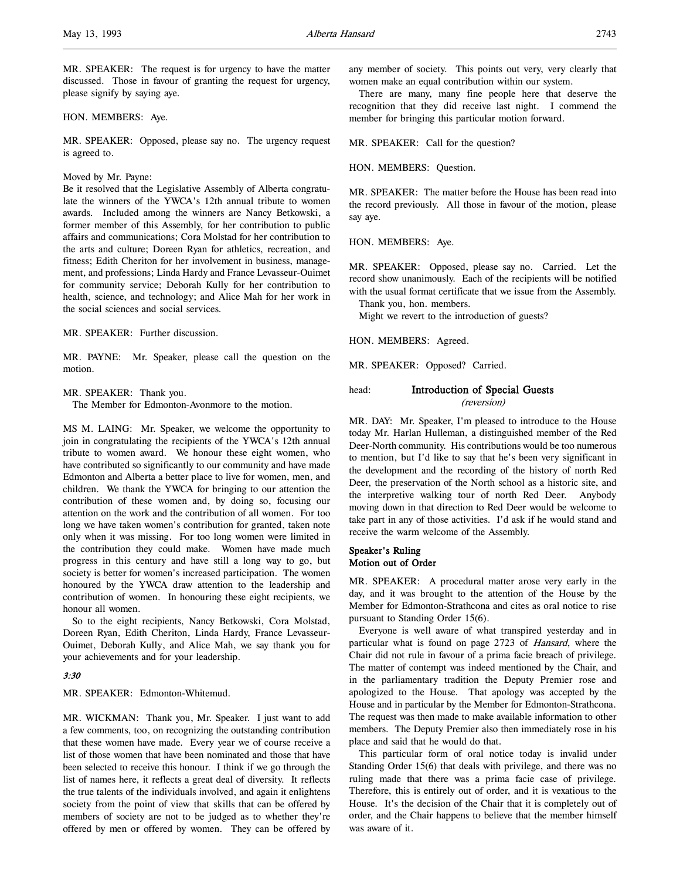MR. SPEAKER: The request is for urgency to have the matter discussed. Those in favour of granting the request for urgency, please signify by saying aye.

HON. MEMBERS: Aye.

MR. SPEAKER: Opposed, please say no. The urgency request is agreed to.

Moved by Mr. Payne:
Be it resolved that the Legislative Assembly of Alberta congratulate the winners of the YWCA's 12th annual tribute to women awards. Included among the winners are Nancy Betkowski, a former member of this Assembly, for her contribution to public affairs and communications; Cora Molstad for her contribution to the arts and culture; Doreen Ryan for athletics, recreation, and fitness; Edith Cheriton for her involvement in business, management, and professions; Linda Hardy and France Levasseur-Ouimet for community service; Deborah Kully for her contribution to health, science, and technology; and Alice Mah for her work in the social sciences and social services.

MR. SPEAKER: Further discussion.

MR. PAYNE: Mr. Speaker, please call the question on the motion.

MR. SPEAKER: Thank you.
The Member for Edmonton-Avonmore to the motion.

MS M. LAING: Mr. Speaker, we welcome the opportunity to join in congratulating the recipients of the YWCA's 12th annual tribute to women award. We honour these eight women, who have contributed so significantly to our community and have made Edmonton and Alberta a better place to live for women, men, and children. We thank the YWCA for bringing to our attention the contribution of these women and, by doing so, focusing our attention on the work and the contribution of all women. For too long we have taken women's contribution for granted, taken note only when it was missing. For too long women were limited in the contribution they could make. Women have made much progress in this century and have still a long way to go, but society is better for women's increased participation. The women honoured by the YWCA draw attention to the leadership and contribution of women. In honouring these eight recipients, we honour all women.

So to the eight recipients, Nancy Betkowski, Cora Molstad, Doreen Ryan, Edith Cheriton, Linda Hardy, France Levasseur-Ouimet, Deborah Kully, and Alice Mah, we say thank you for your achievements and for your leadership.

*3:30*

MR. SPEAKER: Edmonton-Whitemud.

MR. WICKMAN: Thank you, Mr. Speaker. I just want to add a few comments, too, on recognizing the outstanding contribution that these women have made. Every year we of course receive a list of those women that have been nominated and those that have been selected to receive this honour. I think if we go through the list of names here, it reflects a great deal of diversity. It reflects the true talents of the individuals involved, and again it enlightens society from the point of view that skills that can be offered by members of society are not to be judged as to whether they're offered by men or offered by women. They can be offered by any member of society. This points out very, very clearly that women make an equal contribution within our system.

There are many, many fine people here that deserve the recognition that they did receive last night. I commend the member for bringing this particular motion forward.

MR. SPEAKER: Call for the question?

HON. MEMBERS: Question.

MR. SPEAKER: The matter before the House has been read into the record previously. All those in favour of the motion, please say aye.

HON. MEMBERS: Aye.

MR. SPEAKER: Opposed, please say no. Carried. Let the record show unanimously. Each of the recipients will be notified with the usual format certificate that we issue from the Assembly.
Thank you, hon. members.
Might we revert to the introduction of guests?

HON. MEMBERS: Agreed.

MR. SPEAKER: Opposed? Carried.

## head: Introduction of Special Guests
*(reversion)*

MR. DAY: Mr. Speaker, I'm pleased to introduce to the House today Mr. Harlan Hulleman, a distinguished member of the Red Deer-North community. His contributions would be too numerous to mention, but I'd like to say that he's been very significant in the development and the recording of the history of north Red Deer, the preservation of the North school as a historic site, and the interpretive walking tour of north Red Deer. Anybody moving down in that direction to Red Deer would be welcome to take part in any of those activities. I'd ask if he would stand and receive the warm welcome of the Assembly.

### Speaker's Ruling
### Motion out of Order

MR. SPEAKER: A procedural matter arose very early in the day, and it was brought to the attention of the House by the Member for Edmonton-Strathcona and cites as oral notice to rise pursuant to Standing Order 15(6).

Everyone is well aware of what transpired yesterday and in particular what is found on page 2723 of *Hansard*, where the Chair did not rule in favour of a prima facie breach of privilege. The matter of contempt was indeed mentioned by the Chair, and in the parliamentary tradition the Deputy Premier rose and apologized to the House. That apology was accepted by the House and in particular by the Member for Edmonton-Strathcona. The request was then made to make available information to other members. The Deputy Premier also then immediately rose in his place and said that he would do that.

This particular form of oral notice today is invalid under Standing Order 15(6) that deals with privilege, and there was no ruling made that there was a prima facie case of privilege. Therefore, this is entirely out of order, and it is vexatious to the House. It's the decision of the Chair that it is completely out of order, and the Chair happens to believe that the member himself was aware of it.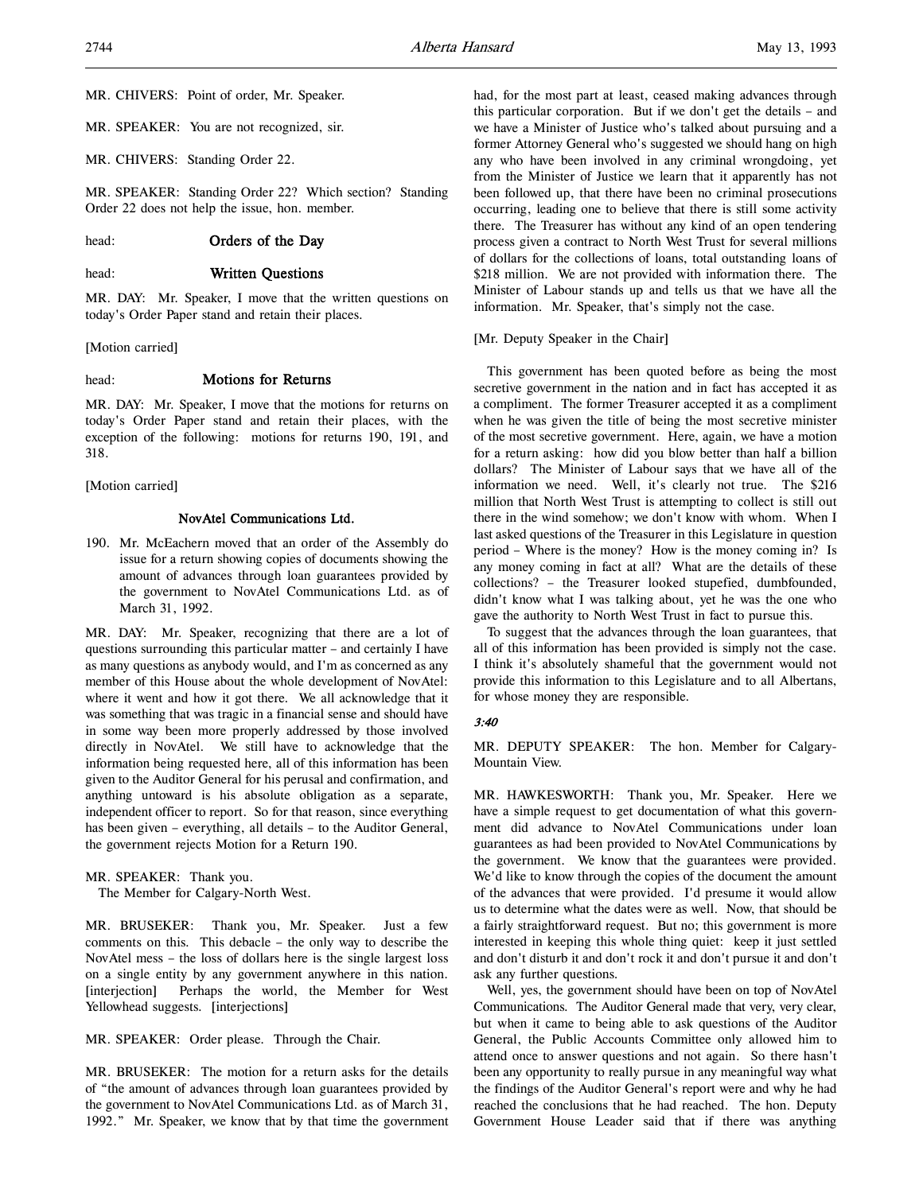MR. CHIVERS: Point of order, Mr. Speaker.

MR. SPEAKER: You are not recognized, sir.

MR. CHIVERS: Standing Order 22.

MR. SPEAKER: Standing Order 22? Which section? Standing Order 22 does not help the issue, hon. member.

head: **Orders of the Day**

head: **Written Questions**

MR. DAY: Mr. Speaker, I move that the written questions on today's Order Paper stand and retain their places.

[Motion carried]

head: **Motions for Returns**

MR. DAY: Mr. Speaker, I move that the motions for returns on today's Order Paper stand and retain their places, with the exception of the following: motions for returns 190, 191, and 318.

[Motion carried]

### NovAtel Communications Ltd.

190. Mr. McEachern moved that an order of the Assembly do issue for a return showing copies of documents showing the amount of advances through loan guarantees provided by the government to NovAtel Communications Ltd. as of March 31, 1992.

MR. DAY: Mr. Speaker, recognizing that there are a lot of questions surrounding this particular matter – and certainly I have as many questions as anybody would, and I'm as concerned as any member of this House about the whole development of NovAtel: where it went and how it got there. We all acknowledge that it was something that was tragic in a financial sense and should have in some way been more properly addressed by those involved directly in NovAtel. We still have to acknowledge that the information being requested here, all of this information has been given to the Auditor General for his perusal and confirmation, and anything untoward is his absolute obligation as a separate, independent officer to report. So for that reason, since everything has been given – everything, all details – to the Auditor General, the government rejects Motion for a Return 190.

MR. SPEAKER: Thank you.
The Member for Calgary-North West.

MR. BRUSEKER: Thank you, Mr. Speaker. Just a few comments on this. This debacle – the only way to describe the NovAtel mess – the loss of dollars here is the single largest loss on a single entity by any government anywhere in this nation. [interjection] Perhaps the world, the Member for West Yellowhead suggests. [interjections]

MR. SPEAKER: Order please. Through the Chair.

MR. BRUSEKER: The motion for a return asks for the details of "the amount of advances through loan guarantees provided by the government to NovAtel Communications Ltd. as of March 31, 1992." Mr. Speaker, we know that by that time the government had, for the most part at least, ceased making advances through this particular corporation. But if we don't get the details – and we have a Minister of Justice who's talked about pursuing and a former Attorney General who's suggested we should hang on high any who have been involved in any criminal wrongdoing, yet from the Minister of Justice we learn that it apparently has not been followed up, that there have been no criminal prosecutions occurring, leading one to believe that there is still some activity there. The Treasurer has without any kind of an open tendering process given a contract to North West Trust for several millions of dollars for the collections of loans, total outstanding loans of $218 million. We are not provided with information there. The Minister of Labour stands up and tells us that we have all the information. Mr. Speaker, that's simply not the case.

[Mr. Deputy Speaker in the Chair]

This government has been quoted before as being the most secretive government in the nation and in fact has accepted it as a compliment. The former Treasurer accepted it as a compliment when he was given the title of being the most secretive minister of the most secretive government. Here, again, we have a motion for a return asking: how did you blow better than half a billion dollars? The Minister of Labour says that we have all of the information we need. Well, it's clearly not true. The $216 million that North West Trust is attempting to collect is still out there in the wind somehow; we don't know with whom. When I last asked questions of the Treasurer in this Legislature in question period – Where is the money? How is the money coming in? Is any money coming in fact at all? What are the details of these collections? – the Treasurer looked stupefied, dumbfounded, didn't know what I was talking about, yet he was the one who gave the authority to North West Trust in fact to pursue this.

To suggest that the advances through the loan guarantees, that all of this information has been provided is simply not the case. I think it's absolutely shameful that the government would not provide this information to this Legislature and to all Albertans, for whose money they are responsible.

*3:40*

MR. DEPUTY SPEAKER: The hon. Member for Calgary-Mountain View.

MR. HAWKESWORTH: Thank you, Mr. Speaker. Here we have a simple request to get documentation of what this government did advance to NovAtel Communications under loan guarantees as had been provided to NovAtel Communications by the government. We know that the guarantees were provided. We'd like to know through the copies of the document the amount of the advances that were provided. I'd presume it would allow us to determine what the dates were as well. Now, that should be a fairly straightforward request. But no; this government is more interested in keeping this whole thing quiet: keep it just settled and don't disturb it and don't rock it and don't pursue it and don't ask any further questions.

Well, yes, the government should have been on top of NovAtel Communications. The Auditor General made that very, very clear, but when it came to being able to ask questions of the Auditor General, the Public Accounts Committee only allowed him to attend once to answer questions and not again. So there hasn't been any opportunity to really pursue in any meaningful way what the findings of the Auditor General's report were and why he had reached the conclusions that he had reached. The hon. Deputy Government House Leader said that if there was anything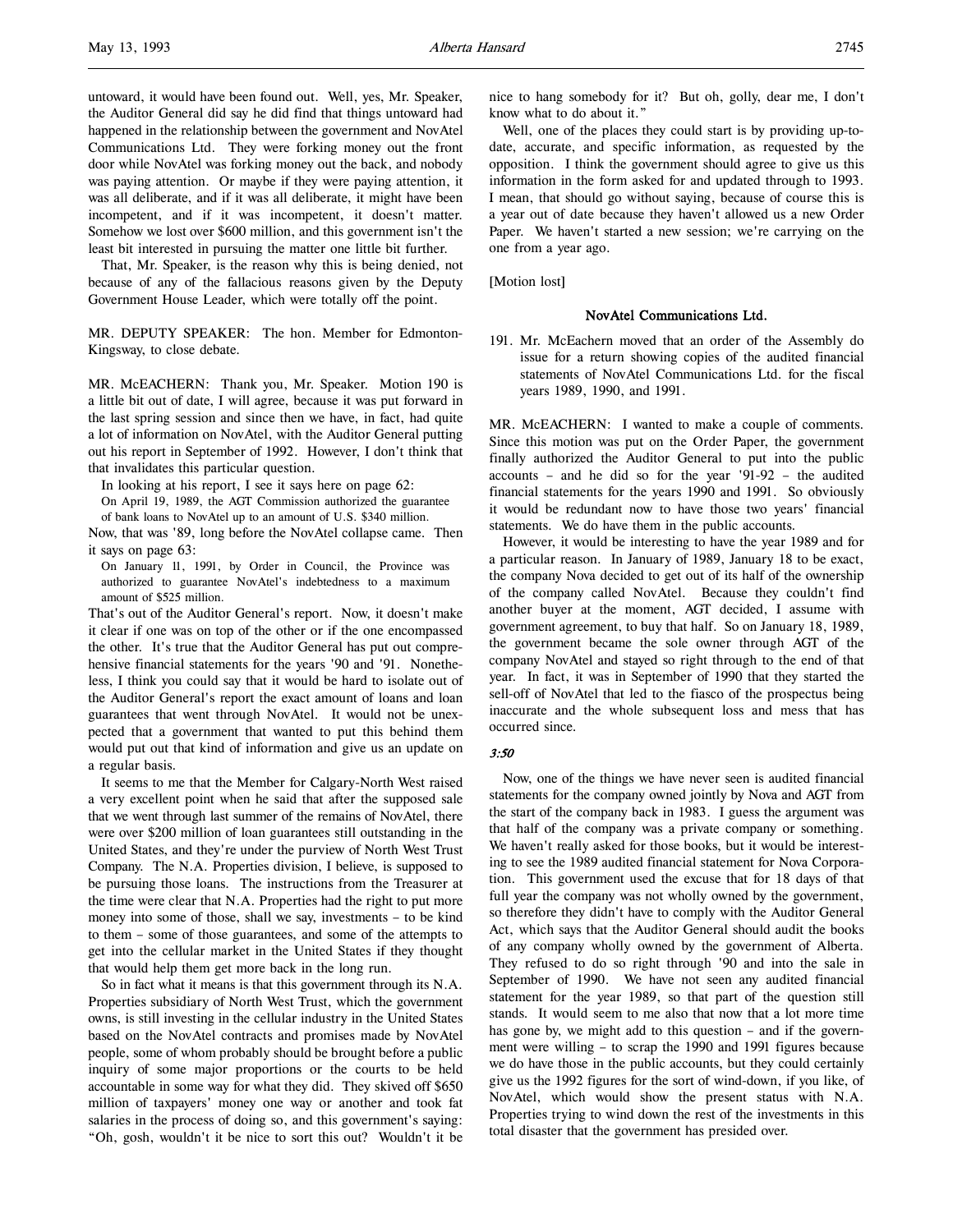untoward, it would have been found out. Well, yes, Mr. Speaker, the Auditor General did say he did find that things untoward had happened in the relationship between the government and NovAtel Communications Ltd. They were forking money out the front door while NovAtel was forking money out the back, and nobody was paying attention. Or maybe if they were paying attention, it was all deliberate, and if it was all deliberate, it might have been incompetent, and if it was incompetent, it doesn't matter. Somehow we lost over $600 million, and this government isn't the least bit interested in pursuing the matter one little bit further.

That, Mr. Speaker, is the reason why this is being denied, not because of any of the fallacious reasons given by the Deputy Government House Leader, which were totally off the point.

MR. DEPUTY SPEAKER: The hon. Member for Edmonton-Kingsway, to close debate.

MR. McEACHERN: Thank you, Mr. Speaker. Motion 190 is a little bit out of date, I will agree, because it was put forward in the last spring session and since then we have, in fact, had quite a lot of information on NovAtel, with the Auditor General putting out his report in September of 1992. However, I don't think that that invalidates this particular question.

In looking at his report, I see it says here on page 62:

> On April 19, 1989, the AGT Commission authorized the guarantee of bank loans to NovAtel up to an amount of U.S. $340 million.

Now, that was '89, long before the NovAtel collapse came. Then it says on page 63:

> On January 11, 1991, by Order in Council, the Province was authorized to guarantee NovAtel's indebtedness to a maximum amount of $525 million.

That's out of the Auditor General's report. Now, it doesn't make it clear if one was on top of the other or if the one encompassed the other. It's true that the Auditor General has put out comprehensive financial statements for the years '90 and '91. Nonetheless, I think you could say that it would be hard to isolate out of the Auditor General's report the exact amount of loans and loan guarantees that went through NovAtel. It would not be unexpected that a government that wanted to put this behind them would put out that kind of information and give us an update on a regular basis.

It seems to me that the Member for Calgary-North West raised a very excellent point when he said that after the supposed sale that we went through last summer of the remains of NovAtel, there were over $200 million of loan guarantees still outstanding in the United States, and they're under the purview of North West Trust Company. The N.A. Properties division, I believe, is supposed to be pursuing those loans. The instructions from the Treasurer at the time were clear that N.A. Properties had the right to put more money into some of those, shall we say, investments – to be kind to them – some of those guarantees, and some of the attempts to get into the cellular market in the United States if they thought that would help them get more back in the long run.

So in fact what it means is that this government through its N.A. Properties subsidiary of North West Trust, which the government owns, is still investing in the cellular industry in the United States based on the NovAtel contracts and promises made by NovAtel people, some of whom probably should be brought before a public inquiry of some major proportions or the courts to be held accountable in some way for what they did. They skived off $650 million of taxpayers' money one way or another and took fat salaries in the process of doing so, and this government's saying: "Oh, gosh, wouldn't it be nice to sort this out? Wouldn't it be nice to hang somebody for it? But oh, golly, dear me, I don't know what to do about it."

Well, one of the places they could start is by providing up-to-date, accurate, and specific information, as requested by the opposition. I think the government should agree to give us this information in the form asked for and updated through to 1993. I mean, that should go without saying, because of course this is a year out of date because they haven't allowed us a new Order Paper. We haven't started a new session; we're carrying on the one from a year ago.

[Motion lost]

### NovAtel Communications Ltd.

191. Mr. McEachern moved that an order of the Assembly do issue for a return showing copies of the audited financial statements of NovAtel Communications Ltd. for the fiscal years 1989, 1990, and 1991.

MR. McEACHERN: I wanted to make a couple of comments. Since this motion was put on the Order Paper, the government finally authorized the Auditor General to put into the public accounts – and he did so for the year '91-92 – the audited financial statements for the years 1990 and 1991. So obviously it would be redundant now to have those two years' financial statements. We do have them in the public accounts.

However, it would be interesting to have the year 1989 and for a particular reason. In January of 1989, January 18 to be exact, the company Nova decided to get out of its half of the ownership of the company called NovAtel. Because they couldn't find another buyer at the moment, AGT decided, I assume with government agreement, to buy that half. So on January 18, 1989, the government became the sole owner through AGT of the company NovAtel and stayed so right through to the end of that year. In fact, it was in September of 1990 that they started the sell-off of NovAtel that led to the fiasco of the prospectus being inaccurate and the whole subsequent loss and mess that has occurred since.

*3:50*

Now, one of the things we have never seen is audited financial statements for the company owned jointly by Nova and AGT from the start of the company back in 1983. I guess the argument was that half of the company was a private company or something. We haven't really asked for those books, but it would be interesting to see the 1989 audited financial statement for Nova Corporation. This government used the excuse that for 18 days of that full year the company was not wholly owned by the government, so therefore they didn't have to comply with the Auditor General Act, which says that the Auditor General should audit the books of any company wholly owned by the government of Alberta. They refused to do so right through '90 and into the sale in September of 1990. We have not seen any audited financial statement for the year 1989, so that part of the question still stands. It would seem to me also that now that a lot more time has gone by, we might add to this question – and if the government were willing – to scrap the 1990 and 1991 figures because we do have those in the public accounts, but they could certainly give us the 1992 figures for the sort of wind-down, if you like, of NovAtel, which would show the present status with N.A. Properties trying to wind down the rest of the investments in this total disaster that the government has presided over.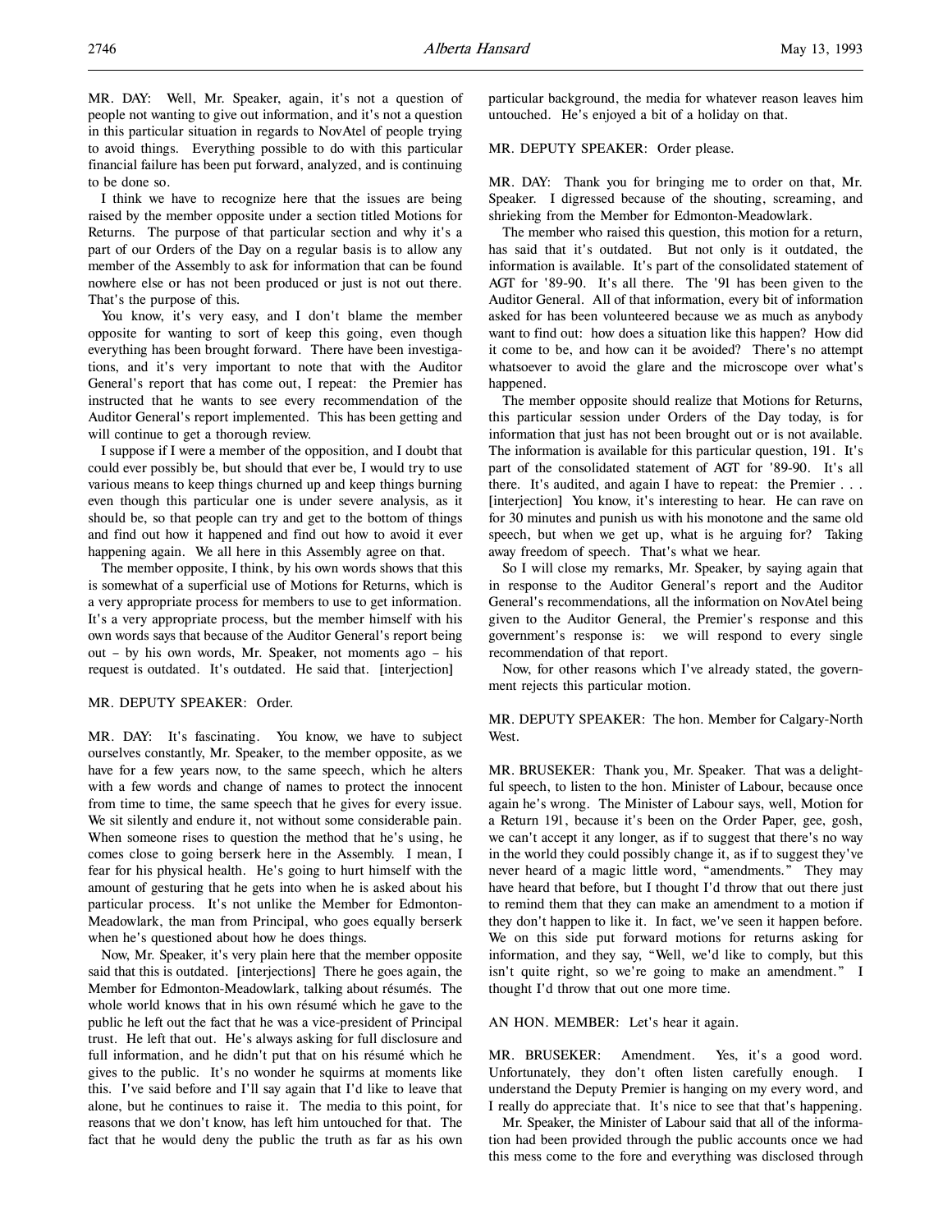MR. DAY: Well, Mr. Speaker, again, it's not a question of people not wanting to give out information, and it's not a question in this particular situation in regards to NovAtel of people trying to avoid things. Everything possible to do with this particular financial failure has been put forward, analyzed, and is continuing to be done so.

I think we have to recognize here that the issues are being raised by the member opposite under a section titled Motions for Returns. The purpose of that particular section and why it's a part of our Orders of the Day on a regular basis is to allow any member of the Assembly to ask for information that can be found nowhere else or has not been produced or just is not out there. That's the purpose of this.

You know, it's very easy, and I don't blame the member opposite for wanting to sort of keep this going, even though everything has been brought forward. There have been investigations, and it's very important to note that with the Auditor General's report that has come out, I repeat: the Premier has instructed that he wants to see every recommendation of the Auditor General's report implemented. This has been getting and will continue to get a thorough review.

I suppose if I were a member of the opposition, and I doubt that could ever possibly be, but should that ever be, I would try to use various means to keep things churned up and keep things burning even though this particular one is under severe analysis, as it should be, so that people can try and get to the bottom of things and find out how it happened and find out how to avoid it ever happening again. We all here in this Assembly agree on that.

The member opposite, I think, by his own words shows that this is somewhat of a superficial use of Motions for Returns, which is a very appropriate process for members to use to get information. It's a very appropriate process, but the member himself with his own words says that because of the Auditor General's report being out – by his own words, Mr. Speaker, not moments ago – his request is outdated. It's outdated. He said that. [interjection]

MR. DEPUTY SPEAKER: Order.

MR. DAY: It's fascinating. You know, we have to subject ourselves constantly, Mr. Speaker, to the member opposite, as we have for a few years now, to the same speech, which he alters with a few words and change of names to protect the innocent from time to time, the same speech that he gives for every issue. We sit silently and endure it, not without some considerable pain. When someone rises to question the method that he's using, he comes close to going berserk here in the Assembly. I mean, I fear for his physical health. He's going to hurt himself with the amount of gesturing that he gets into when he is asked about his particular process. It's not unlike the Member for Edmonton-Meadowlark, the man from Principal, who goes equally berserk when he's questioned about how he does things.

Now, Mr. Speaker, it's very plain here that the member opposite said that this is outdated. [interjections] There he goes again, the Member for Edmonton-Meadowlark, talking about résumés. The whole world knows that in his own résumé which he gave to the public he left out the fact that he was a vice-president of Principal trust. He left that out. He's always asking for full disclosure and full information, and he didn't put that on his résumé which he gives to the public. It's no wonder he squirms at moments like this. I've said before and I'll say again that I'd like to leave that alone, but he continues to raise it. The media to this point, for reasons that we don't know, has left him untouched for that. The fact that he would deny the public the truth as far as his own particular background, the media for whatever reason leaves him untouched. He's enjoyed a bit of a holiday on that.

MR. DEPUTY SPEAKER: Order please.

MR. DAY: Thank you for bringing me to order on that, Mr. Speaker. I digressed because of the shouting, screaming, and shrieking from the Member for Edmonton-Meadowlark.

The member who raised this question, this motion for a return, has said that it's outdated. But not only is it outdated, the information is available. It's part of the consolidated statement of AGT for '89-90. It's all there. The '91 has been given to the Auditor General. All of that information, every bit of information asked for has been volunteered because we as much as anybody want to find out: how does a situation like this happen? How did it come to be, and how can it be avoided? There's no attempt whatsoever to avoid the glare and the microscope over what's happened.

The member opposite should realize that Motions for Returns, this particular session under Orders of the Day today, is for information that just has not been brought out or is not available. The information is available for this particular question, 191. It's part of the consolidated statement of AGT for '89-90. It's all there. It's audited, and again I have to repeat: the Premier . . . [interjection] You know, it's interesting to hear. He can rave on for 30 minutes and punish us with his monotone and the same old speech, but when we get up, what is he arguing for? Taking away freedom of speech. That's what we hear.

So I will close my remarks, Mr. Speaker, by saying again that in response to the Auditor General's report and the Auditor General's recommendations, all the information on NovAtel being given to the Auditor General, the Premier's response and this government's response is: we will respond to every single recommendation of that report.

Now, for other reasons which I've already stated, the government rejects this particular motion.

MR. DEPUTY SPEAKER: The hon. Member for Calgary-North West.

MR. BRUSEKER: Thank you, Mr. Speaker. That was a delightful speech, to listen to the hon. Minister of Labour, because once again he's wrong. The Minister of Labour says, well, Motion for a Return 191, because it's been on the Order Paper, gee, gosh, we can't accept it any longer, as if to suggest that there's no way in the world they could possibly change it, as if to suggest they've never heard of a magic little word, "amendments." They may have heard that before, but I thought I'd throw that out there just to remind them that they can make an amendment to a motion if they don't happen to like it. In fact, we've seen it happen before. We on this side put forward motions for returns asking for information, and they say, "Well, we'd like to comply, but this isn't quite right, so we're going to make an amendment." I thought I'd throw that out one more time.

AN HON. MEMBER: Let's hear it again.

MR. BRUSEKER: Amendment. Yes, it's a good word. Unfortunately, they don't often listen carefully enough. I understand the Deputy Premier is hanging on my every word, and I really do appreciate that. It's nice to see that that's happening.

Mr. Speaker, the Minister of Labour said that all of the information had been provided through the public accounts once we had this mess come to the fore and everything was disclosed through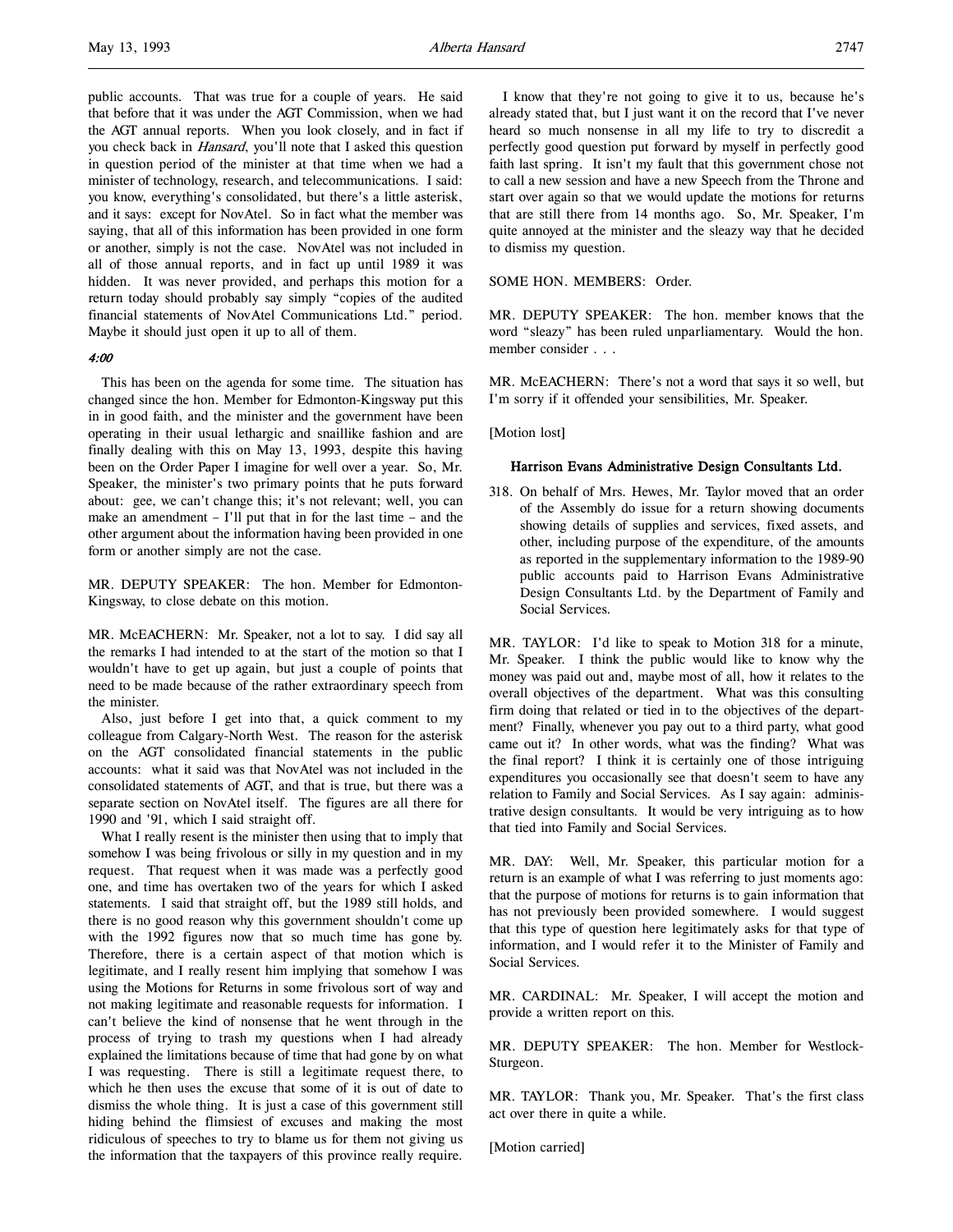public accounts. That was true for a couple of years. He said that before that it was under the AGT Commission, when we had the AGT annual reports. When you look closely, and in fact if you check back in *Hansard*, you'll note that I asked this question in question period of the minister at that time when we had a minister of technology, research, and telecommunications. I said: you know, everything's consolidated, but there's a little asterisk, and it says: except for NovAtel. So in fact what the member was saying, that all of this information has been provided in one form or another, simply is not the case. NovAtel was not included in all of those annual reports, and in fact up until 1989 it was hidden. It was never provided, and perhaps this motion for a return today should probably say simply "copies of the audited financial statements of NovAtel Communications Ltd." period. Maybe it should just open it up to all of them.

*4:00*

This has been on the agenda for some time. The situation has changed since the hon. Member for Edmonton-Kingsway put this in in good faith, and the minister and the government have been operating in their usual lethargic and snaillike fashion and are finally dealing with this on May 13, 1993, despite this having been on the Order Paper I imagine for well over a year. So, Mr. Speaker, the minister's two primary points that he puts forward about: gee, we can't change this; it's not relevant; well, you can make an amendment – I'll put that in for the last time – and the other argument about the information having been provided in one form or another simply are not the case.

MR. DEPUTY SPEAKER: The hon. Member for Edmonton-Kingsway, to close debate on this motion.

MR. McEACHERN: Mr. Speaker, not a lot to say. I did say all the remarks I had intended to at the start of the motion so that I wouldn't have to get up again, but just a couple of points that need to be made because of the rather extraordinary speech from the minister.

Also, just before I get into that, a quick comment to my colleague from Calgary-North West. The reason for the asterisk on the AGT consolidated financial statements in the public accounts: what it said was that NovAtel was not included in the consolidated statements of AGT, and that is true, but there was a separate section on NovAtel itself. The figures are all there for 1990 and '91, which I said straight off.

What I really resent is the minister then using that to imply that somehow I was being frivolous or silly in my question and in my request. That request when it was made was a perfectly good one, and time has overtaken two of the years for which I asked statements. I said that straight off, but the 1989 still holds, and there is no good reason why this government shouldn't come up with the 1992 figures now that so much time has gone by. Therefore, there is a certain aspect of that motion which is legitimate, and I really resent him implying that somehow I was using the Motions for Returns in some frivolous sort of way and not making legitimate and reasonable requests for information. I can't believe the kind of nonsense that he went through in the process of trying to trash my questions when I had already explained the limitations because of time that had gone by on what I was requesting. There is still a legitimate request there, to which he then uses the excuse that some of it is out of date to dismiss the whole thing. It is just a case of this government still hiding behind the flimsiest of excuses and making the most ridiculous of speeches to try to blame us for them not giving us the information that the taxpayers of this province really require.

I know that they're not going to give it to us, because he's already stated that, but I just want it on the record that I've never heard so much nonsense in all my life to try to discredit a perfectly good question put forward by myself in perfectly good faith last spring. It isn't my fault that this government chose not to call a new session and have a new Speech from the Throne and start over again so that we would update the motions for returns that are still there from 14 months ago. So, Mr. Speaker, I'm quite annoyed at the minister and the sleazy way that he decided to dismiss my question.

SOME HON. MEMBERS: Order.

MR. DEPUTY SPEAKER: The hon. member knows that the word "sleazy" has been ruled unparliamentary. Would the hon. member consider . . .

MR. McEACHERN: There's not a word that says it so well, but I'm sorry if it offended your sensibilities, Mr. Speaker.

[Motion lost]

### Harrison Evans Administrative Design Consultants Ltd.

318. On behalf of Mrs. Hewes, Mr. Taylor moved that an order of the Assembly do issue for a return showing documents showing details of supplies and services, fixed assets, and other, including purpose of the expenditure, of the amounts as reported in the supplementary information to the 1989-90 public accounts paid to Harrison Evans Administrative Design Consultants Ltd. by the Department of Family and Social Services.

MR. TAYLOR: I'd like to speak to Motion 318 for a minute, Mr. Speaker. I think the public would like to know why the money was paid out and, maybe most of all, how it relates to the overall objectives of the department. What was this consulting firm doing that related or tied in to the objectives of the department? Finally, whenever you pay out to a third party, what good came out it? In other words, what was the finding? What was the final report? I think it is certainly one of those intriguing expenditures you occasionally see that doesn't seem to have any relation to Family and Social Services. As I say again: administrative design consultants. It would be very intriguing as to how that tied into Family and Social Services.

MR. DAY: Well, Mr. Speaker, this particular motion for a return is an example of what I was referring to just moments ago: that the purpose of motions for returns is to gain information that has not previously been provided somewhere. I would suggest that this type of question here legitimately asks for that type of information, and I would refer it to the Minister of Family and Social Services.

MR. CARDINAL: Mr. Speaker, I will accept the motion and provide a written report on this.

MR. DEPUTY SPEAKER: The hon. Member for Westlock-Sturgeon.

MR. TAYLOR: Thank you, Mr. Speaker. That's the first class act over there in quite a while.

[Motion carried]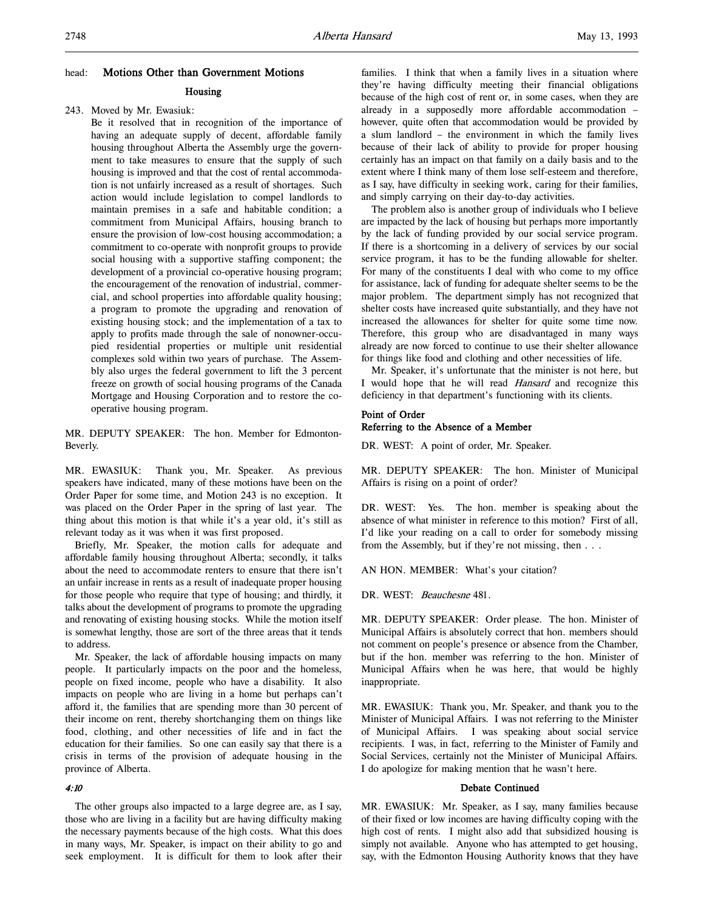head: **Motions Other than Government Motions**

### Housing

243. Moved by Mr. Ewasiuk:

Be it resolved that in recognition of the importance of having an adequate supply of decent, affordable family housing throughout Alberta the Assembly urge the government to take measures to ensure that the supply of such housing is improved and that the cost of rental accommodation is not unfairly increased as a result of shortages. Such action would include legislation to compel landlords to maintain premises in a safe and habitable condition; a commitment from Municipal Affairs, housing branch to ensure the provision of low-cost housing accommodation; a commitment to co-operate with nonprofit groups to provide social housing with a supportive staffing component; the development of a provincial co-operative housing program; the encouragement of the renovation of industrial, commercial, and school properties into affordable quality housing; a program to promote the upgrading and renovation of existing housing stock; and the implementation of a tax to apply to profits made through the sale of nonowner-occupied residential properties or multiple unit residential complexes sold within two years of purchase. The Assembly also urges the federal government to lift the 3 percent freeze on growth of social housing programs of the Canada Mortgage and Housing Corporation and to restore the co-operative housing program.

MR. DEPUTY SPEAKER: The hon. Member for Edmonton-Beverly.

MR. EWASIUK: Thank you, Mr. Speaker. As previous speakers have indicated, many of these motions have been on the Order Paper for some time, and Motion 243 is no exception. It was placed on the Order Paper in the spring of last year. The thing about this motion is that while it's a year old, it's still as relevant today as it was when it was first proposed.

Briefly, Mr. Speaker, the motion calls for adequate and affordable family housing throughout Alberta; secondly, it talks about the need to accommodate renters to ensure that there isn't an unfair increase in rents as a result of inadequate proper housing for those people who require that type of housing; and thirdly, it talks about the development of programs to promote the upgrading and renovating of existing housing stocks. While the motion itself is somewhat lengthy, those are sort of the three areas that it tends to address.

Mr. Speaker, the lack of affordable housing impacts on many people. It particularly impacts on the poor and the homeless, people on fixed income, people who have a disability. It also impacts on people who are living in a home but perhaps can't afford it, the families that are spending more than 30 percent of their income on rent, thereby shortchanging them on things like food, clothing, and other necessities of life and in fact the education for their families. So one can easily say that there is a crisis in terms of the provision of adequate housing in the province of Alberta.

*4:10*

The other groups also impacted to a large degree are, as I say, those who are living in a facility but are having difficulty making the necessary payments because of the high costs. What this does in many ways, Mr. Speaker, is impact on their ability to go and seek employment. It is difficult for them to look after their families. I think that when a family lives in a situation where they're having difficulty meeting their financial obligations because of the high cost of rent or, in some cases, when they are already in a supposedly more affordable accommodation – however, quite often that accommodation would be provided by a slum landlord – the environment in which the family lives because of their lack of ability to provide for proper housing certainly has an impact on that family on a daily basis and to the extent where I think many of them lose self-esteem and therefore, as I say, have difficulty in seeking work, caring for their families, and simply carrying on their day-to-day activities.

The problem also is another group of individuals who I believe are impacted by the lack of housing but perhaps more importantly by the lack of funding provided by our social service program. If there is a shortcoming in a delivery of services by our social service program, it has to be the funding allowable for shelter. For many of the constituents I deal with who come to my office for assistance, lack of funding for adequate shelter seems to be the major problem. The department simply has not recognized that shelter costs have increased quite substantially, and they have not increased the allowances for shelter for quite some time now. Therefore, this group who are disadvantaged in many ways already are now forced to continue to use their shelter allowance for things like food and clothing and other necessities of life.

Mr. Speaker, it's unfortunate that the minister is not here, but I would hope that he will read *Hansard* and recognize this deficiency in that department's functioning with its clients.

### Point of Order
### Referring to the Absence of a Member

DR. WEST: A point of order, Mr. Speaker.

MR. DEPUTY SPEAKER: The hon. Minister of Municipal Affairs is rising on a point of order?

DR. WEST: Yes. The hon. member is speaking about the absence of what minister in reference to this motion? First of all, I'd like your reading on a call to order for somebody missing from the Assembly, but if they're not missing, then . . .

AN HON. MEMBER: What's your citation?

DR. WEST: *Beauchesne* 481.

MR. DEPUTY SPEAKER: Order please. The hon. Minister of Municipal Affairs is absolutely correct that hon. members should not comment on people's presence or absence from the Chamber, but if the hon. member was referring to the hon. Minister of Municipal Affairs when he was here, that would be highly inappropriate.

MR. EWASIUK: Thank you, Mr. Speaker, and thank you to the Minister of Municipal Affairs. I was not referring to the Minister of Municipal Affairs. I was speaking about social service recipients. I was, in fact, referring to the Minister of Family and Social Services, certainly not the Minister of Municipal Affairs. I do apologize for making mention that he wasn't here.

### Debate Continued

MR. EWASIUK: Mr. Speaker, as I say, many families because of their fixed or low incomes are having difficulty coping with the high cost of rents. I might also add that subsidized housing is simply not available. Anyone who has attempted to get housing, say, with the Edmonton Housing Authority knows that they have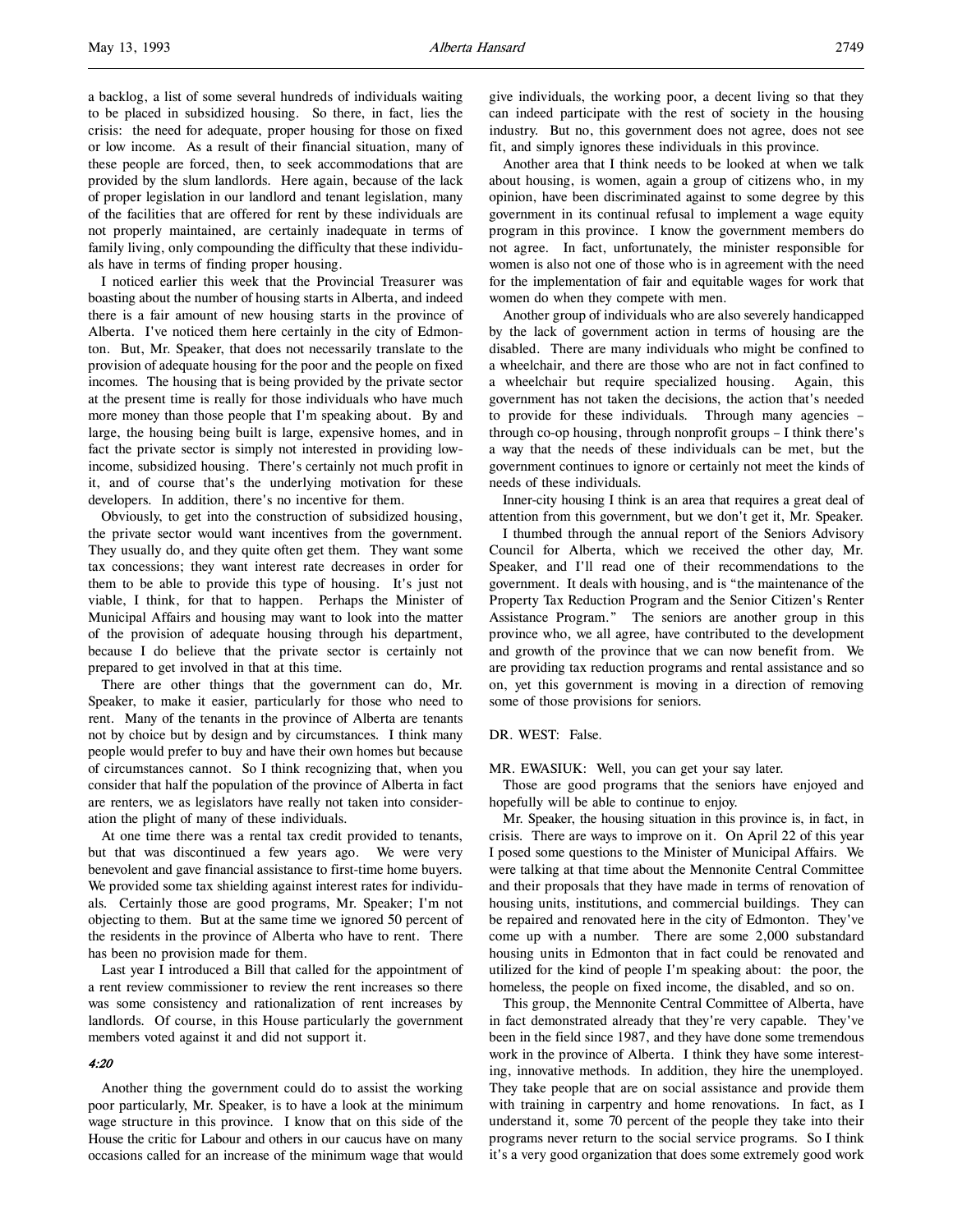a backlog, a list of some several hundreds of individuals waiting to be placed in subsidized housing. So there, in fact, lies the crisis: the need for adequate, proper housing for those on fixed or low income. As a result of their financial situation, many of these people are forced, then, to seek accommodations that are provided by the slum landlords. Here again, because of the lack of proper legislation in our landlord and tenant legislation, many of the facilities that are offered for rent by these individuals are not properly maintained, are certainly inadequate in terms of family living, only compounding the difficulty that these individuals have in terms of finding proper housing.

I noticed earlier this week that the Provincial Treasurer was boasting about the number of housing starts in Alberta, and indeed there is a fair amount of new housing starts in the province of Alberta. I've noticed them here certainly in the city of Edmonton. But, Mr. Speaker, that does not necessarily translate to the provision of adequate housing for the poor and the people on fixed incomes. The housing that is being provided by the private sector at the present time is really for those individuals who have much more money than those people that I'm speaking about. By and large, the housing being built is large, expensive homes, and in fact the private sector is simply not interested in providing low-income, subsidized housing. There's certainly not much profit in it, and of course that's the underlying motivation for these developers. In addition, there's no incentive for them.

Obviously, to get into the construction of subsidized housing, the private sector would want incentives from the government. They usually do, and they quite often get them. They want some tax concessions; they want interest rate decreases in order for them to be able to provide this type of housing. It's just not viable, I think, for that to happen. Perhaps the Minister of Municipal Affairs and housing may want to look into the matter of the provision of adequate housing through his department, because I do believe that the private sector is certainly not prepared to get involved in that at this time.

There are other things that the government can do, Mr. Speaker, to make it easier, particularly for those who need to rent. Many of the tenants in the province of Alberta are tenants not by choice but by design and by circumstances. I think many people would prefer to buy and have their own homes but because of circumstances cannot. So I think recognizing that, when you consider that half the population of the province of Alberta in fact are renters, we as legislators have really not taken into consideration the plight of many of these individuals.

At one time there was a rental tax credit provided to tenants, but that was discontinued a few years ago. We were very benevolent and gave financial assistance to first-time home buyers. We provided some tax shielding against interest rates for individuals. Certainly those are good programs, Mr. Speaker; I'm not objecting to them. But at the same time we ignored 50 percent of the residents in the province of Alberta who have to rent. There has been no provision made for them.

Last year I introduced a Bill that called for the appointment of a rent review commissioner to review the rent increases so there was some consistency and rationalization of rent increases by landlords. Of course, in this House particularly the government members voted against it and did not support it.

*4:20*

Another thing the government could do to assist the working poor particularly, Mr. Speaker, is to have a look at the minimum wage structure in this province. I know that on this side of the House the critic for Labour and others in our caucus have on many occasions called for an increase of the minimum wage that would give individuals, the working poor, a decent living so that they can indeed participate with the rest of society in the housing industry. But no, this government does not agree, does not see fit, and simply ignores these individuals in this province.

Another area that I think needs to be looked at when we talk about housing, is women, again a group of citizens who, in my opinion, have been discriminated against to some degree by this government in its continual refusal to implement a wage equity program in this province. I know the government members do not agree. In fact, unfortunately, the minister responsible for women is also not one of those who is in agreement with the need for the implementation of fair and equitable wages for work that women do when they compete with men.

Another group of individuals who are also severely handicapped by the lack of government action in terms of housing are the disabled. There are many individuals who might be confined to a wheelchair, and there are those who are not in fact confined to a wheelchair but require specialized housing. Again, this government has not taken the decisions, the action that's needed to provide for these individuals. Through many agencies – through co-op housing, through nonprofit groups – I think there's a way that the needs of these individuals can be met, but the government continues to ignore or certainly not meet the kinds of needs of these individuals.

Inner-city housing I think is an area that requires a great deal of attention from this government, but we don't get it, Mr. Speaker.

I thumbed through the annual report of the Seniors Advisory Council for Alberta, which we received the other day, Mr. Speaker, and I'll read one of their recommendations to the government. It deals with housing, and is "the maintenance of the Property Tax Reduction Program and the Senior Citizen's Renter Assistance Program." The seniors are another group in this province who, we all agree, have contributed to the development and growth of the province that we can now benefit from. We are providing tax reduction programs and rental assistance and so on, yet this government is moving in a direction of removing some of those provisions for seniors.

DR. WEST: False.

MR. EWASIUK: Well, you can get your say later.

Those are good programs that the seniors have enjoyed and hopefully will be able to continue to enjoy.

Mr. Speaker, the housing situation in this province is, in fact, in crisis. There are ways to improve on it. On April 22 of this year I posed some questions to the Minister of Municipal Affairs. We were talking at that time about the Mennonite Central Committee and their proposals that they have made in terms of renovation of housing units, institutions, and commercial buildings. They can be repaired and renovated here in the city of Edmonton. They've come up with a number. There are some 2,000 substandard housing units in Edmonton that in fact could be renovated and utilized for the kind of people I'm speaking about: the poor, the homeless, the people on fixed income, the disabled, and so on.

This group, the Mennonite Central Committee of Alberta, have in fact demonstrated already that they're very capable. They've been in the field since 1987, and they have done some tremendous work in the province of Alberta. I think they have some interesting, innovative methods. In addition, they hire the unemployed. They take people that are on social assistance and provide them with training in carpentry and home renovations. In fact, as I understand it, some 70 percent of the people they take into their programs never return to the social service programs. So I think it's a very good organization that does some extremely good work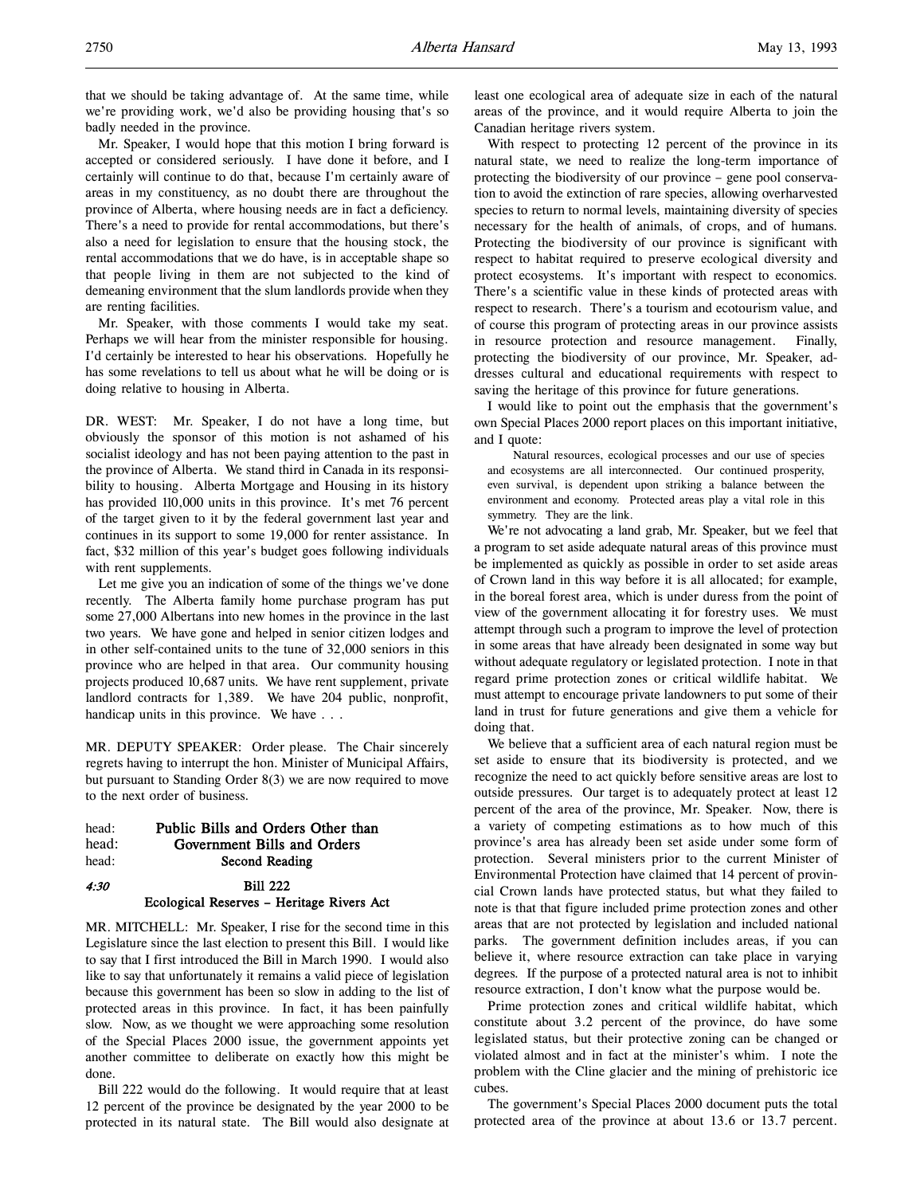that we should be taking advantage of. At the same time, while we're providing work, we'd also be providing housing that's so badly needed in the province.

Mr. Speaker, I would hope that this motion I bring forward is accepted or considered seriously. I have done it before, and I certainly will continue to do that, because I'm certainly aware of areas in my constituency, as no doubt there are throughout the province of Alberta, where housing needs are in fact a deficiency. There's a need to provide for rental accommodations, but there's also a need for legislation to ensure that the housing stock, the rental accommodations that we do have, is in acceptable shape so that people living in them are not subjected to the kind of demeaning environment that the slum landlords provide when they are renting facilities.

Mr. Speaker, with those comments I would take my seat. Perhaps we will hear from the minister responsible for housing. I'd certainly be interested to hear his observations. Hopefully he has some revelations to tell us about what he will be doing or is doing relative to housing in Alberta.

DR. WEST: Mr. Speaker, I do not have a long time, but obviously the sponsor of this motion is not ashamed of his socialist ideology and has not been paying attention to the past in the province of Alberta. We stand third in Canada in its responsibility to housing. Alberta Mortgage and Housing in its history has provided 110,000 units in this province. It's met 76 percent of the target given to it by the federal government last year and continues in its support to some 19,000 for renter assistance. In fact, $32 million of this year's budget goes following individuals with rent supplements.

Let me give you an indication of some of the things we've done recently. The Alberta family home purchase program has put some 27,000 Albertans into new homes in the province in the last two years. We have gone and helped in senior citizen lodges and in other self-contained units to the tune of 32,000 seniors in this province who are helped in that area. Our community housing projects produced 10,687 units. We have rent supplement, private landlord contracts for 1,389. We have 204 public, nonprofit, handicap units in this province. We have . . .

MR. DEPUTY SPEAKER: Order please. The Chair sincerely regrets having to interrupt the hon. Minister of Municipal Affairs, but pursuant to Standing Order 8(3) we are now required to move to the next order of business.

head: **Public Bills and Orders Other than**
head: **Government Bills and Orders**
head: **Second Reading**

*4:30* **Bill 222**
**Ecological Reserves – Heritage Rivers Act**

MR. MITCHELL: Mr. Speaker, I rise for the second time in this Legislature since the last election to present this Bill. I would like to say that I first introduced the Bill in March 1990. I would also like to say that unfortunately it remains a valid piece of legislation because this government has been so slow in adding to the list of protected areas in this province. In fact, it has been painfully slow. Now, as we thought we were approaching some resolution of the Special Places 2000 issue, the government appoints yet another committee to deliberate on exactly how this might be done.

Bill 222 would do the following. It would require that at least 12 percent of the province be designated by the year 2000 to be protected in its natural state. The Bill would also designate at least one ecological area of adequate size in each of the natural areas of the province, and it would require Alberta to join the Canadian heritage rivers system.

With respect to protecting 12 percent of the province in its natural state, we need to realize the long-term importance of protecting the biodiversity of our province – gene pool conservation to avoid the extinction of rare species, allowing overharvested species to return to normal levels, maintaining diversity of species necessary for the health of animals, of crops, and of humans. Protecting the biodiversity of our province is significant with respect to habitat required to preserve ecological diversity and protect ecosystems. It's important with respect to economics. There's a scientific value in these kinds of protected areas with respect to research. There's a tourism and ecotourism value, and of course this program of protecting areas in our province assists in resource protection and resource management. Finally, protecting the biodiversity of our province, Mr. Speaker, addresses cultural and educational requirements with respect to saving the heritage of this province for future generations.

I would like to point out the emphasis that the government's own Special Places 2000 report places on this important initiative, and I quote:

> Natural resources, ecological processes and our use of species and ecosystems are all interconnected. Our continued prosperity, even survival, is dependent upon striking a balance between the environment and economy. Protected areas play a vital role in this symmetry. They are the link.

We're not advocating a land grab, Mr. Speaker, but we feel that a program to set aside adequate natural areas of this province must be implemented as quickly as possible in order to set aside areas of Crown land in this way before it is all allocated; for example, in the boreal forest area, which is under duress from the point of view of the government allocating it for forestry uses. We must attempt through such a program to improve the level of protection in some areas that have already been designated in some way but without adequate regulatory or legislated protection. I note in that regard prime protection zones or critical wildlife habitat. We must attempt to encourage private landowners to put some of their land in trust for future generations and give them a vehicle for doing that.

We believe that a sufficient area of each natural region must be set aside to ensure that its biodiversity is protected, and we recognize the need to act quickly before sensitive areas are lost to outside pressures. Our target is to adequately protect at least 12 percent of the area of the province, Mr. Speaker. Now, there is a variety of competing estimations as to how much of this province's area has already been set aside under some form of protection. Several ministers prior to the current Minister of Environmental Protection have claimed that 14 percent of provincial Crown lands have protected status, but what they failed to note is that that figure included prime protection zones and other areas that are not protected by legislation and included national parks. The government definition includes areas, if you can believe it, where resource extraction can take place in varying degrees. If the purpose of a protected natural area is not to inhibit resource extraction, I don't know what the purpose would be.

Prime protection zones and critical wildlife habitat, which constitute about 3.2 percent of the province, do have some legislated status, but their protective zoning can be changed or violated almost and in fact at the minister's whim. I note the problem with the Cline glacier and the mining of prehistoric ice cubes.

The government's Special Places 2000 document puts the total protected area of the province at about 13.6 or 13.7 percent.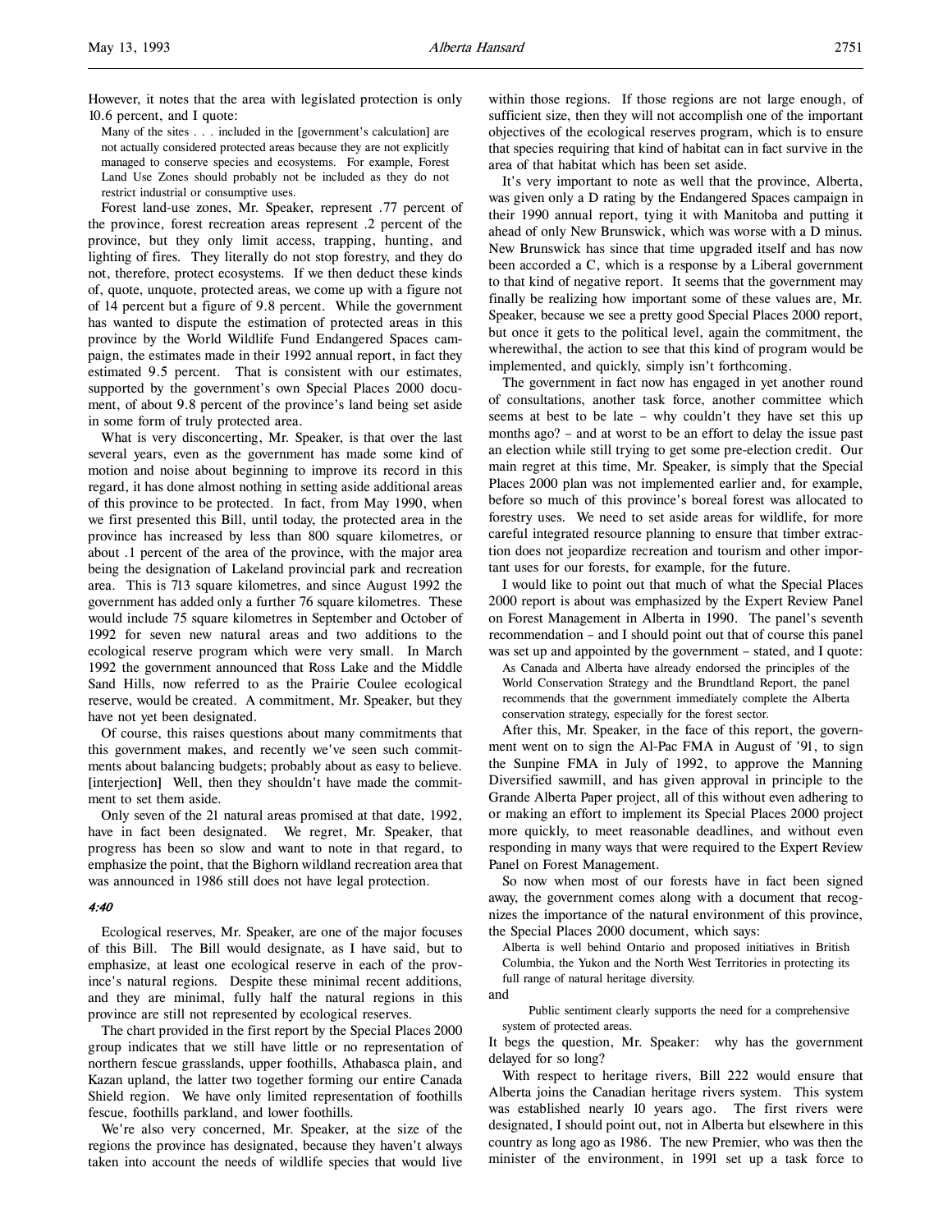However, it notes that the area with legislated protection is only 10.6 percent, and I quote:

> Many of the sites . . . included in the [government's calculation] are not actually considered protected areas because they are not explicitly managed to conserve species and ecosystems. For example, Forest Land Use Zones should probably not be included as they do not restrict industrial or consumptive uses.

Forest land-use zones, Mr. Speaker, represent .77 percent of the province, forest recreation areas represent .2 percent of the province, but they only limit access, trapping, hunting, and lighting of fires. They literally do not stop forestry, and they do not, therefore, protect ecosystems. If we then deduct these kinds of, quote, unquote, protected areas, we come up with a figure not of 14 percent but a figure of 9.8 percent. While the government has wanted to dispute the estimation of protected areas in this province by the World Wildlife Fund Endangered Spaces campaign, the estimates made in their 1992 annual report, in fact they estimated 9.5 percent. That is consistent with our estimates, supported by the government's own Special Places 2000 document, of about 9.8 percent of the province's land being set aside in some form of truly protected area.

What is very disconcerting, Mr. Speaker, is that over the last several years, even as the government has made some kind of motion and noise about beginning to improve its record in this regard, it has done almost nothing in setting aside additional areas of this province to be protected. In fact, from May 1990, when we first presented this Bill, until today, the protected area in the province has increased by less than 800 square kilometres, or about .1 percent of the area of the province, with the major area being the designation of Lakeland provincial park and recreation area. This is 713 square kilometres, and since August 1992 the government has added only a further 76 square kilometres. These would include 75 square kilometres in September and October of 1992 for seven new natural areas and two additions to the ecological reserve program which were very small. In March 1992 the government announced that Ross Lake and the Middle Sand Hills, now referred to as the Prairie Coulee ecological reserve, would be created. A commitment, Mr. Speaker, but they have not yet been designated.

Of course, this raises questions about many commitments that this government makes, and recently we've seen such commitments about balancing budgets; probably about as easy to believe. [interjection] Well, then they shouldn't have made the commitment to set them aside.

Only seven of the 21 natural areas promised at that date, 1992, have in fact been designated. We regret, Mr. Speaker, that progress has been so slow and want to note in that regard, to emphasize the point, that the Bighorn wildland recreation area that was announced in 1986 still does not have legal protection.

*4:40*

Ecological reserves, Mr. Speaker, are one of the major focuses of this Bill. The Bill would designate, as I have said, but to emphasize, at least one ecological reserve in each of the province's natural regions. Despite these minimal recent additions, and they are minimal, fully half the natural regions in this province are still not represented by ecological reserves.

The chart provided in the first report by the Special Places 2000 group indicates that we still have little or no representation of northern fescue grasslands, upper foothills, Athabasca plain, and Kazan upland, the latter two together forming our entire Canada Shield region. We have only limited representation of foothills fescue, foothills parkland, and lower foothills.

We're also very concerned, Mr. Speaker, at the size of the regions the province has designated, because they haven't always taken into account the needs of wildlife species that would live within those regions. If those regions are not large enough, of sufficient size, then they will not accomplish one of the important objectives of the ecological reserves program, which is to ensure that species requiring that kind of habitat can in fact survive in the area of that habitat which has been set aside.

It's very important to note as well that the province, Alberta, was given only a D rating by the Endangered Spaces campaign in their 1990 annual report, tying it with Manitoba and putting it ahead of only New Brunswick, which was worse with a D minus. New Brunswick has since that time upgraded itself and has now been accorded a C, which is a response by a Liberal government to that kind of negative report. It seems that the government may finally be realizing how important some of these values are, Mr. Speaker, because we see a pretty good Special Places 2000 report, but once it gets to the political level, again the commitment, the wherewithal, the action to see that this kind of program would be implemented, and quickly, simply isn't forthcoming.

The government in fact now has engaged in yet another round of consultations, another task force, another committee which seems at best to be late – why couldn't they have set this up months ago? – and at worst to be an effort to delay the issue past an election while still trying to get some pre-election credit. Our main regret at this time, Mr. Speaker, is simply that the Special Places 2000 plan was not implemented earlier and, for example, before so much of this province's boreal forest was allocated to forestry uses. We need to set aside areas for wildlife, for more careful integrated resource planning to ensure that timber extraction does not jeopardize recreation and tourism and other important uses for our forests, for example, for the future.

I would like to point out that much of what the Special Places 2000 report is about was emphasized by the Expert Review Panel on Forest Management in Alberta in 1990. The panel's seventh recommendation – and I should point out that of course this panel was set up and appointed by the government – stated, and I quote:

> As Canada and Alberta have already endorsed the principles of the World Conservation Strategy and the Brundtland Report, the panel recommends that the government immediately complete the Alberta conservation strategy, especially for the forest sector.

After this, Mr. Speaker, in the face of this report, the government went on to sign the Al-Pac FMA in August of '91, to sign the Sunpine FMA in July of 1992, to approve the Manning Diversified sawmill, and has given approval in principle to the Grande Alberta Paper project, all of this without even adhering to or making an effort to implement its Special Places 2000 project more quickly, to meet reasonable deadlines, and without even responding in many ways that were required to the Expert Review Panel on Forest Management.

So now when most of our forests have in fact been signed away, the government comes along with a document that recognizes the importance of the natural environment of this province, the Special Places 2000 document, which says:

> Alberta is well behind Ontario and proposed initiatives in British Columbia, the Yukon and the North West Territories in protecting its full range of natural heritage diversity.

and

> Public sentiment clearly supports the need for a comprehensive system of protected areas.

It begs the question, Mr. Speaker: why has the government delayed for so long?

With respect to heritage rivers, Bill 222 would ensure that Alberta joins the Canadian heritage rivers system. This system was established nearly 10 years ago. The first rivers were designated, I should point out, not in Alberta but elsewhere in this country as long ago as 1986. The new Premier, who was then the minister of the environment, in 1991 set up a task force to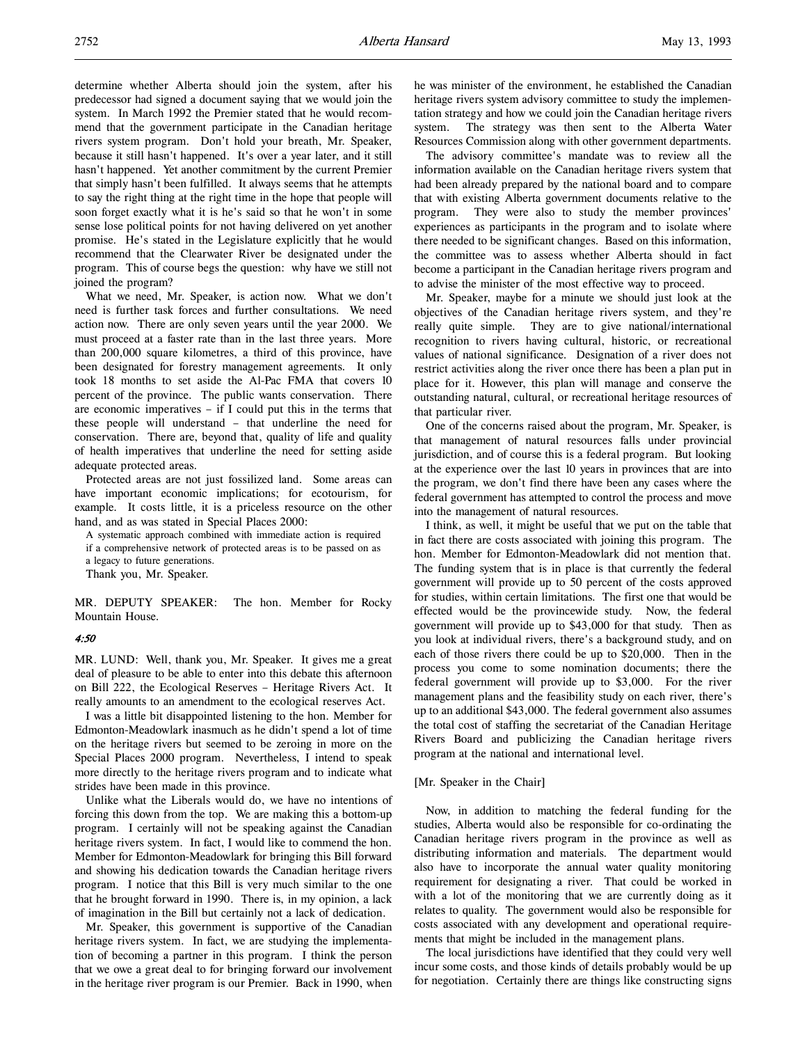determine whether Alberta should join the system, after his predecessor had signed a document saying that we would join the system. In March 1992 the Premier stated that he would recommend that the government participate in the Canadian heritage rivers system program. Don't hold your breath, Mr. Speaker, because it still hasn't happened. It's over a year later, and it still hasn't happened. Yet another commitment by the current Premier that simply hasn't been fulfilled. It always seems that he attempts to say the right thing at the right time in the hope that people will soon forget exactly what it is he's said so that he won't in some sense lose political points for not having delivered on yet another promise. He's stated in the Legislature explicitly that he would recommend that the Clearwater River be designated under the program. This of course begs the question: why have we still not joined the program?

What we need, Mr. Speaker, is action now. What we don't need is further task forces and further consultations. We need action now. There are only seven years until the year 2000. We must proceed at a faster rate than in the last three years. More than 200,000 square kilometres, a third of this province, have been designated for forestry management agreements. It only took 18 months to set aside the Al-Pac FMA that covers 10 percent of the province. The public wants conservation. There are economic imperatives – if I could put this in the terms that these people will understand – that underline the need for conservation. There are, beyond that, quality of life and quality of health imperatives that underline the need for setting aside adequate protected areas.

Protected areas are not just fossilized land. Some areas can have important economic implications; for ecotourism, for example. It costs little, it is a priceless resource on the other hand, and as was stated in Special Places 2000:

> A systematic approach combined with immediate action is required if a comprehensive network of protected areas is to be passed on as a legacy to future generations.

Thank you, Mr. Speaker.

MR. DEPUTY SPEAKER: The hon. Member for Rocky Mountain House.

*4:50*

MR. LUND: Well, thank you, Mr. Speaker. It gives me a great deal of pleasure to be able to enter into this debate this afternoon on Bill 222, the Ecological Reserves – Heritage Rivers Act. It really amounts to an amendment to the ecological reserves Act.

I was a little bit disappointed listening to the hon. Member for Edmonton-Meadowlark inasmuch as he didn't spend a lot of time on the heritage rivers but seemed to be zeroing in more on the Special Places 2000 program. Nevertheless, I intend to speak more directly to the heritage rivers program and to indicate what strides have been made in this province.

Unlike what the Liberals would do, we have no intentions of forcing this down from the top. We are making this a bottom-up program. I certainly will not be speaking against the Canadian heritage rivers system. In fact, I would like to commend the hon. Member for Edmonton-Meadowlark for bringing this Bill forward and showing his dedication towards the Canadian heritage rivers program. I notice that this Bill is very much similar to the one that he brought forward in 1990. There is, in my opinion, a lack of imagination in the Bill but certainly not a lack of dedication.

Mr. Speaker, this government is supportive of the Canadian heritage rivers system. In fact, we are studying the implementation of becoming a partner in this program. I think the person that we owe a great deal to for bringing forward our involvement in the heritage river program is our Premier. Back in 1990, when he was minister of the environment, he established the Canadian heritage rivers system advisory committee to study the implementation strategy and how we could join the Canadian heritage rivers system. The strategy was then sent to the Alberta Water Resources Commission along with other government departments.

The advisory committee's mandate was to review all the information available on the Canadian heritage rivers system that had been already prepared by the national board and to compare that with existing Alberta government documents relative to the program. They were also to study the member provinces' experiences as participants in the program and to isolate where there needed to be significant changes. Based on this information, the committee was to assess whether Alberta should in fact become a participant in the Canadian heritage rivers program and to advise the minister of the most effective way to proceed.

Mr. Speaker, maybe for a minute we should just look at the objectives of the Canadian heritage rivers system, and they're really quite simple. They are to give national/international recognition to rivers having cultural, historic, or recreational values of national significance. Designation of a river does not restrict activities along the river once there has been a plan put in place for it. However, this plan will manage and conserve the outstanding natural, cultural, or recreational heritage resources of that particular river.

One of the concerns raised about the program, Mr. Speaker, is that management of natural resources falls under provincial jurisdiction, and of course this is a federal program. But looking at the experience over the last 10 years in provinces that are into the program, we don't find there have been any cases where the federal government has attempted to control the process and move into the management of natural resources.

I think, as well, it might be useful that we put on the table that in fact there are costs associated with joining this program. The hon. Member for Edmonton-Meadowlark did not mention that. The funding system that is in place is that currently the federal government will provide up to 50 percent of the costs approved for studies, within certain limitations. The first one that would be effected would be the provincewide study. Now, the federal government will provide up to $43,000 for that study. Then as you look at individual rivers, there's a background study, and on each of those rivers there could be up to $20,000. Then in the process you come to some nomination documents; there the federal government will provide up to $3,000. For the river management plans and the feasibility study on each river, there's up to an additional $43,000. The federal government also assumes the total cost of staffing the secretariat of the Canadian Heritage Rivers Board and publicizing the Canadian heritage rivers program at the national and international level.

[Mr. Speaker in the Chair]

Now, in addition to matching the federal funding for the studies, Alberta would also be responsible for co-ordinating the Canadian heritage rivers program in the province as well as distributing information and materials. The department would also have to incorporate the annual water quality monitoring requirement for designating a river. That could be worked in with a lot of the monitoring that we are currently doing as it relates to quality. The government would also be responsible for costs associated with any development and operational requirements that might be included in the management plans.

The local jurisdictions have identified that they could very well incur some costs, and those kinds of details probably would be up for negotiation. Certainly there are things like constructing signs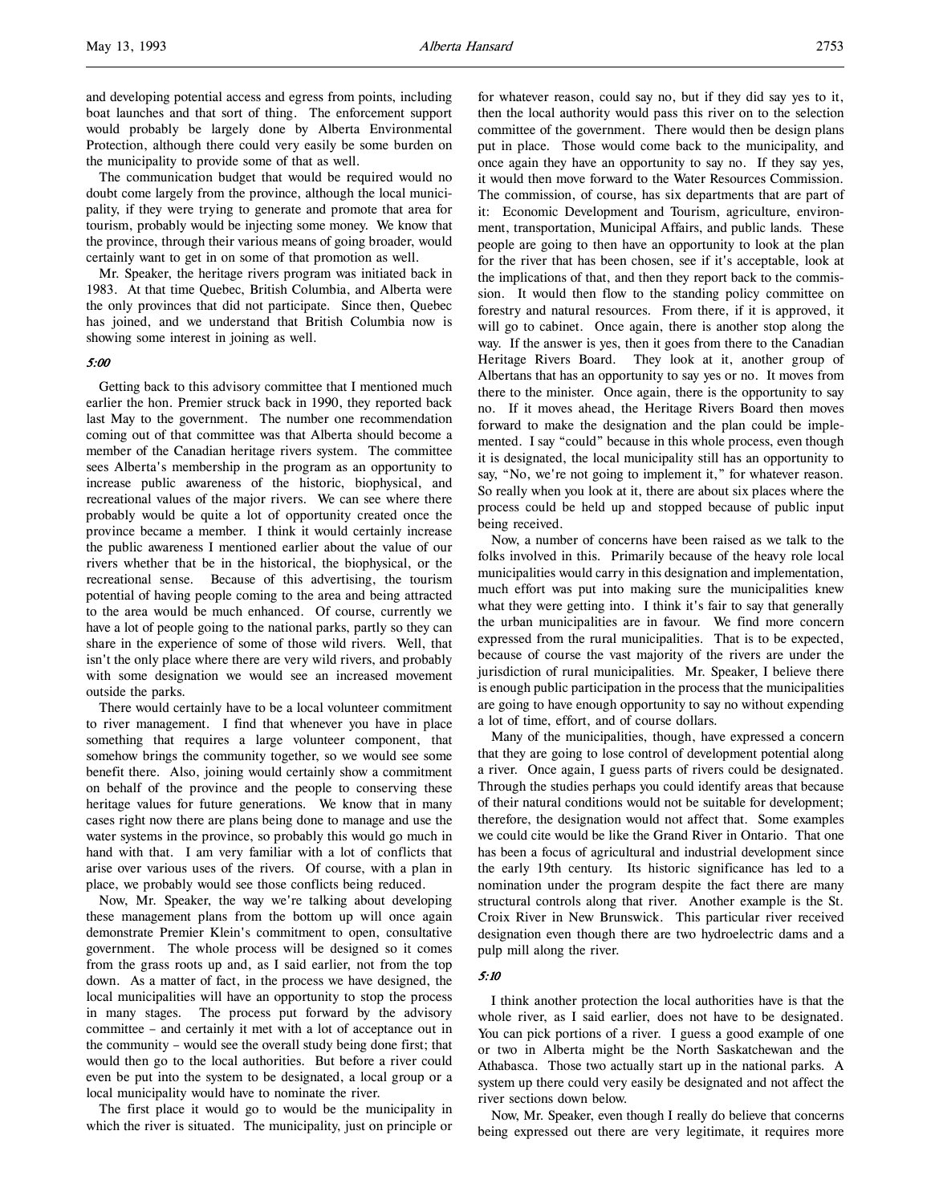and developing potential access and egress from points, including boat launches and that sort of thing. The enforcement support would probably be largely done by Alberta Environmental Protection, although there could very easily be some burden on the municipality to provide some of that as well.

The communication budget that would be required would no doubt come largely from the province, although the local municipality, if they were trying to generate and promote that area for tourism, probably would be injecting some money. We know that the province, through their various means of going broader, would certainly want to get in on some of that promotion as well.

Mr. Speaker, the heritage rivers program was initiated back in 1983. At that time Quebec, British Columbia, and Alberta were the only provinces that did not participate. Since then, Quebec has joined, and we understand that British Columbia now is showing some interest in joining as well.

*5:00*

Getting back to this advisory committee that I mentioned much earlier the hon. Premier struck back in 1990, they reported back last May to the government. The number one recommendation coming out of that committee was that Alberta should become a member of the Canadian heritage rivers system. The committee sees Alberta's membership in the program as an opportunity to increase public awareness of the historic, biophysical, and recreational values of the major rivers. We can see where there probably would be quite a lot of opportunity created once the province became a member. I think it would certainly increase the public awareness I mentioned earlier about the value of our rivers whether that be in the historical, the biophysical, or the recreational sense. Because of this advertising, the tourism potential of having people coming to the area and being attracted to the area would be much enhanced. Of course, currently we have a lot of people going to the national parks, partly so they can share in the experience of some of those wild rivers. Well, that isn't the only place where there are very wild rivers, and probably with some designation we would see an increased movement outside the parks.

There would certainly have to be a local volunteer commitment to river management. I find that whenever you have in place something that requires a large volunteer component, that somehow brings the community together, so we would see some benefit there. Also, joining would certainly show a commitment on behalf of the province and the people to conserving these heritage values for future generations. We know that in many cases right now there are plans being done to manage and use the water systems in the province, so probably this would go much in hand with that. I am very familiar with a lot of conflicts that arise over various uses of the rivers. Of course, with a plan in place, we probably would see those conflicts being reduced.

Now, Mr. Speaker, the way we're talking about developing these management plans from the bottom up will once again demonstrate Premier Klein's commitment to open, consultative government. The whole process will be designed so it comes from the grass roots up and, as I said earlier, not from the top down. As a matter of fact, in the process we have designed, the local municipalities will have an opportunity to stop the process in many stages. The process put forward by the advisory committee – and certainly it met with a lot of acceptance out in the community – would see the overall study being done first; that would then go to the local authorities. But before a river could even be put into the system to be designated, a local group or a local municipality would have to nominate the river.

The first place it would go to would be the municipality in which the river is situated. The municipality, just on principle or for whatever reason, could say no, but if they did say yes to it, then the local authority would pass this river on to the selection committee of the government. There would then be design plans put in place. Those would come back to the municipality, and once again they have an opportunity to say no. If they say yes, it would then move forward to the Water Resources Commission. The commission, of course, has six departments that are part of it: Economic Development and Tourism, agriculture, environment, transportation, Municipal Affairs, and public lands. These people are going to then have an opportunity to look at the plan for the river that has been chosen, see if it's acceptable, look at the implications of that, and then they report back to the commission. It would then flow to the standing policy committee on forestry and natural resources. From there, if it is approved, it will go to cabinet. Once again, there is another stop along the way. If the answer is yes, then it goes from there to the Canadian Heritage Rivers Board. They look at it, another group of Albertans that has an opportunity to say yes or no. It moves from there to the minister. Once again, there is the opportunity to say no. If it moves ahead, the Heritage Rivers Board then moves forward to make the designation and the plan could be implemented. I say "could" because in this whole process, even though it is designated, the local municipality still has an opportunity to say, "No, we're not going to implement it," for whatever reason. So really when you look at it, there are about six places where the process could be held up and stopped because of public input being received.

Now, a number of concerns have been raised as we talk to the folks involved in this. Primarily because of the heavy role local municipalities would carry in this designation and implementation, much effort was put into making sure the municipalities knew what they were getting into. I think it's fair to say that generally the urban municipalities are in favour. We find more concern expressed from the rural municipalities. That is to be expected, because of course the vast majority of the rivers are under the jurisdiction of rural municipalities. Mr. Speaker, I believe there is enough public participation in the process that the municipalities are going to have enough opportunity to say no without expending a lot of time, effort, and of course dollars.

Many of the municipalities, though, have expressed a concern that they are going to lose control of development potential along a river. Once again, I guess parts of rivers could be designated. Through the studies perhaps you could identify areas that because of their natural conditions would not be suitable for development; therefore, the designation would not affect that. Some examples we could cite would be like the Grand River in Ontario. That one has been a focus of agricultural and industrial development since the early 19th century. Its historic significance has led to a nomination under the program despite the fact there are many structural controls along that river. Another example is the St. Croix River in New Brunswick. This particular river received designation even though there are two hydroelectric dams and a pulp mill along the river.

*5:10*

I think another protection the local authorities have is that the whole river, as I said earlier, does not have to be designated. You can pick portions of a river. I guess a good example of one or two in Alberta might be the North Saskatchewan and the Athabasca. Those two actually start up in the national parks. A system up there could very easily be designated and not affect the river sections down below.

Now, Mr. Speaker, even though I really do believe that concerns being expressed out there are very legitimate, it requires more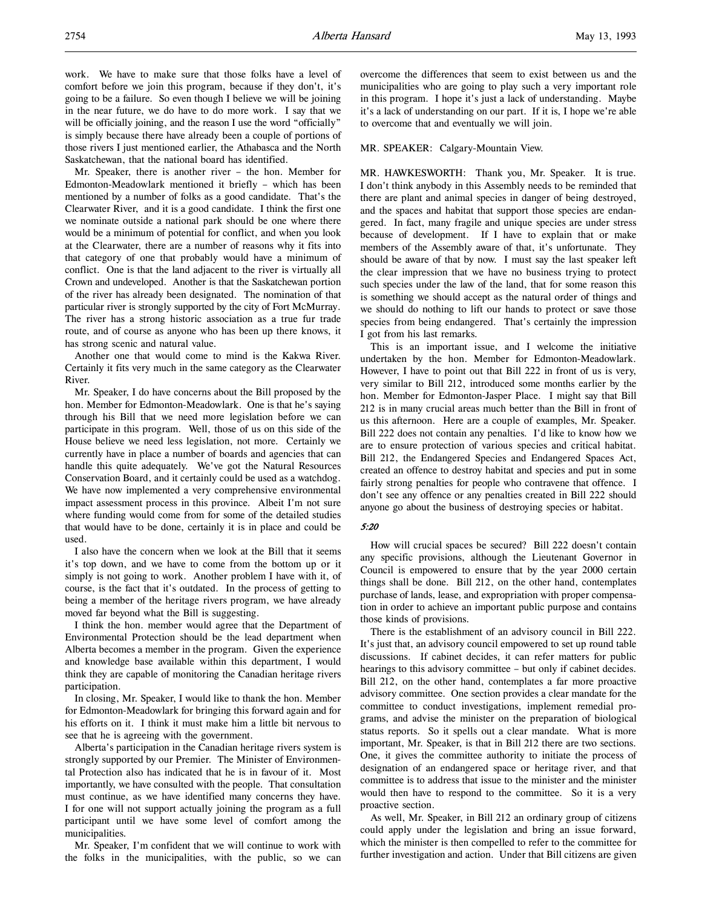work. We have to make sure that those folks have a level of comfort before we join this program, because if they don't, it's going to be a failure. So even though I believe we will be joining in the near future, we do have to do more work. I say that we will be officially joining, and the reason I use the word "officially" is simply because there have already been a couple of portions of those rivers I just mentioned earlier, the Athabasca and the North Saskatchewan, that the national board has identified.

Mr. Speaker, there is another river – the hon. Member for Edmonton-Meadowlark mentioned it briefly – which has been mentioned by a number of folks as a good candidate. That's the Clearwater River, and it is a good candidate. I think the first one we nominate outside a national park should be one where there would be a minimum of potential for conflict, and when you look at the Clearwater, there are a number of reasons why it fits into that category of one that probably would have a minimum of conflict. One is that the land adjacent to the river is virtually all Crown and undeveloped. Another is that the Saskatchewan portion of the river has already been designated. The nomination of that particular river is strongly supported by the city of Fort McMurray. The river has a strong historic association as a true fur trade route, and of course as anyone who has been up there knows, it has strong scenic and natural value.

Another one that would come to mind is the Kakwa River. Certainly it fits very much in the same category as the Clearwater River.

Mr. Speaker, I do have concerns about the Bill proposed by the hon. Member for Edmonton-Meadowlark. One is that he's saying through his Bill that we need more legislation before we can participate in this program. Well, those of us on this side of the House believe we need less legislation, not more. Certainly we currently have in place a number of boards and agencies that can handle this quite adequately. We've got the Natural Resources Conservation Board, and it certainly could be used as a watchdog. We have now implemented a very comprehensive environmental impact assessment process in this province. Albeit I'm not sure where funding would come from for some of the detailed studies that would have to be done, certainly it is in place and could be used.

I also have the concern when we look at the Bill that it seems it's top down, and we have to come from the bottom up or it simply is not going to work. Another problem I have with it, of course, is the fact that it's outdated. In the process of getting to being a member of the heritage rivers program, we have already moved far beyond what the Bill is suggesting.

I think the hon. member would agree that the Department of Environmental Protection should be the lead department when Alberta becomes a member in the program. Given the experience and knowledge base available within this department, I would think they are capable of monitoring the Canadian heritage rivers participation.

In closing, Mr. Speaker, I would like to thank the hon. Member for Edmonton-Meadowlark for bringing this forward again and for his efforts on it. I think it must make him a little bit nervous to see that he is agreeing with the government.

Alberta's participation in the Canadian heritage rivers system is strongly supported by our Premier. The Minister of Environmental Protection also has indicated that he is in favour of it. Most importantly, we have consulted with the people. That consultation must continue, as we have identified many concerns they have. I for one will not support actually joining the program as a full participant until we have some level of comfort among the municipalities.

Mr. Speaker, I'm confident that we will continue to work with the folks in the municipalities, with the public, so we can overcome the differences that seem to exist between us and the municipalities who are going to play such a very important role in this program. I hope it's just a lack of understanding. Maybe it's a lack of understanding on our part. If it is, I hope we're able to overcome that and eventually we will join.

MR. SPEAKER: Calgary-Mountain View.

MR. HAWKESWORTH: Thank you, Mr. Speaker. It is true. I don't think anybody in this Assembly needs to be reminded that there are plant and animal species in danger of being destroyed, and the spaces and habitat that support those species are endangered. In fact, many fragile and unique species are under stress because of development. If I have to explain that or make members of the Assembly aware of that, it's unfortunate. They should be aware of that by now. I must say the last speaker left the clear impression that we have no business trying to protect such species under the law of the land, that for some reason this is something we should accept as the natural order of things and we should do nothing to lift our hands to protect or save those species from being endangered. That's certainly the impression I got from his last remarks.

This is an important issue, and I welcome the initiative undertaken by the hon. Member for Edmonton-Meadowlark. However, I have to point out that Bill 222 in front of us is very, very similar to Bill 212, introduced some months earlier by the hon. Member for Edmonton-Jasper Place. I might say that Bill 212 is in many crucial areas much better than the Bill in front of us this afternoon. Here are a couple of examples, Mr. Speaker. Bill 222 does not contain any penalties. I'd like to know how we are to ensure protection of various species and critical habitat. Bill 212, the Endangered Species and Endangered Spaces Act, created an offence to destroy habitat and species and put in some fairly strong penalties for people who contravene that offence. I don't see any offence or any penalties created in Bill 222 should anyone go about the business of destroying species or habitat.

*5:20*

How will crucial spaces be secured? Bill 222 doesn't contain any specific provisions, although the Lieutenant Governor in Council is empowered to ensure that by the year 2000 certain things shall be done. Bill 212, on the other hand, contemplates purchase of lands, lease, and expropriation with proper compensation in order to achieve an important public purpose and contains those kinds of provisions.

There is the establishment of an advisory council in Bill 222. It's just that, an advisory council empowered to set up round table discussions. If cabinet decides, it can refer matters for public hearings to this advisory committee – but only if cabinet decides. Bill 212, on the other hand, contemplates a far more proactive advisory committee. One section provides a clear mandate for the committee to conduct investigations, implement remedial programs, and advise the minister on the preparation of biological status reports. So it spells out a clear mandate. What is more important, Mr. Speaker, is that in Bill 212 there are two sections. One, it gives the committee authority to initiate the process of designation of an endangered space or heritage river, and that committee is to address that issue to the minister and the minister would then have to respond to the committee. So it is a very proactive section.

As well, Mr. Speaker, in Bill 212 an ordinary group of citizens could apply under the legislation and bring an issue forward, which the minister is then compelled to refer to the committee for further investigation and action. Under that Bill citizens are given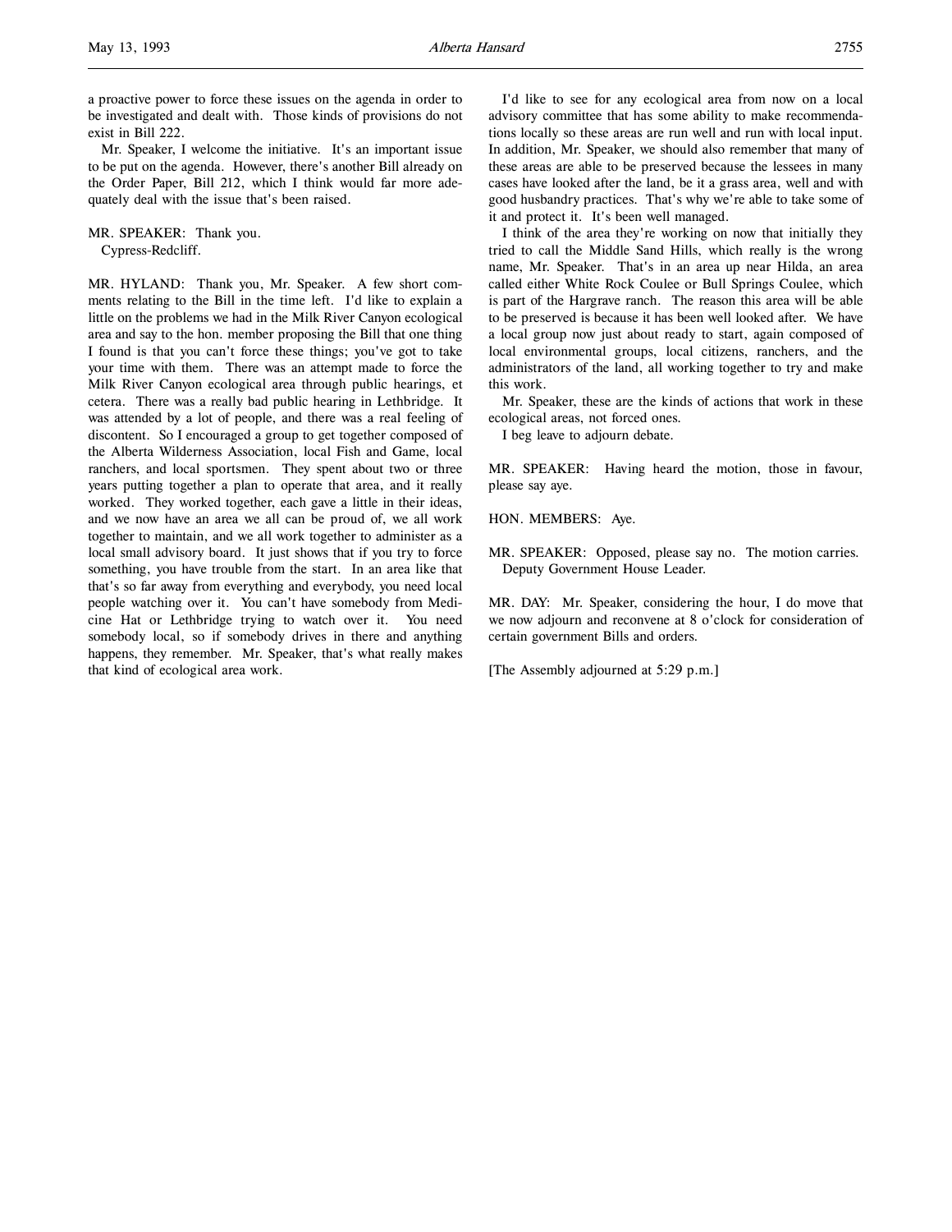a proactive power to force these issues on the agenda in order to be investigated and dealt with. Those kinds of provisions do not exist in Bill 222.

Mr. Speaker, I welcome the initiative. It's an important issue to be put on the agenda. However, there's another Bill already on the Order Paper, Bill 212, which I think would far more adequately deal with the issue that's been raised.

MR. SPEAKER: Thank you.
Cypress-Redcliff.

MR. HYLAND: Thank you, Mr. Speaker. A few short comments relating to the Bill in the time left. I'd like to explain a little on the problems we had in the Milk River Canyon ecological area and say to the hon. member proposing the Bill that one thing I found is that you can't force these things; you've got to take your time with them. There was an attempt made to force the Milk River Canyon ecological area through public hearings, et cetera. There was a really bad public hearing in Lethbridge. It was attended by a lot of people, and there was a real feeling of discontent. So I encouraged a group to get together composed of the Alberta Wilderness Association, local Fish and Game, local ranchers, and local sportsmen. They spent about two or three years putting together a plan to operate that area, and it really worked. They worked together, each gave a little in their ideas, and we now have an area we all can be proud of, we all work together to maintain, and we all work together to administer as a local small advisory board. It just shows that if you try to force something, you have trouble from the start. In an area like that that's so far away from everything and everybody, you need local people watching over it. You can't have somebody from Medicine Hat or Lethbridge trying to watch over it. You need somebody local, so if somebody drives in there and anything happens, they remember. Mr. Speaker, that's what really makes that kind of ecological area work.

I'd like to see for any ecological area from now on a local advisory committee that has some ability to make recommendations locally so these areas are run well and run with local input. In addition, Mr. Speaker, we should also remember that many of these areas are able to be preserved because the lessees in many cases have looked after the land, be it a grass area, well and with good husbandry practices. That's why we're able to take some of it and protect it. It's been well managed.

I think of the area they're working on now that initially they tried to call the Middle Sand Hills, which really is the wrong name, Mr. Speaker. That's in an area up near Hilda, an area called either White Rock Coulee or Bull Springs Coulee, which is part of the Hargrave ranch. The reason this area will be able to be preserved is because it has been well looked after. We have a local group now just about ready to start, again composed of local environmental groups, local citizens, ranchers, and the administrators of the land, all working together to try and make this work.

Mr. Speaker, these are the kinds of actions that work in these ecological areas, not forced ones.

I beg leave to adjourn debate.

MR. SPEAKER: Having heard the motion, those in favour, please say aye.

HON. MEMBERS: Aye.

MR. SPEAKER: Opposed, please say no. The motion carries.
Deputy Government House Leader.

MR. DAY: Mr. Speaker, considering the hour, I do move that we now adjourn and reconvene at 8 o'clock for consideration of certain government Bills and orders.

[The Assembly adjourned at 5:29 p.m.]